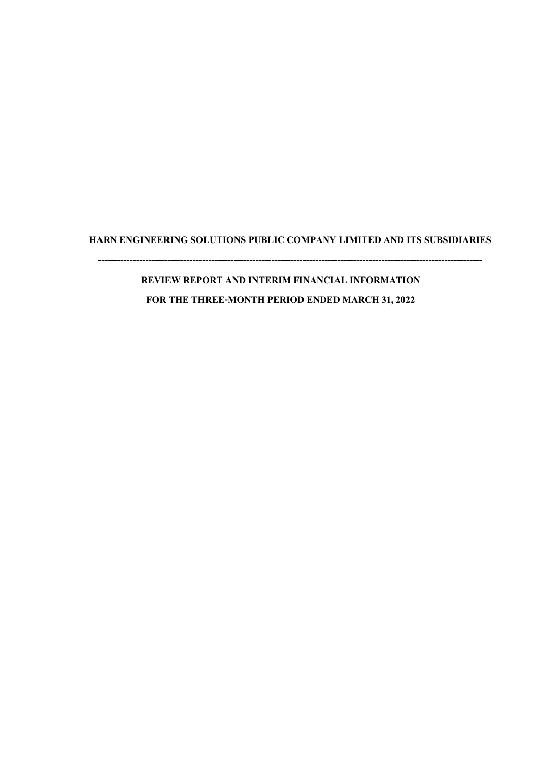**HARN ENGINEERING SOLUTIONS PUBLIC COMPANY LIMITED AND ITS SUBSIDIARIES**

---

**REVIEW REPORT AND INTERIM FINANCIAL INFORMATION**

**FOR THE THREE-MONTH PERIOD ENDED MARCH 31, 2022**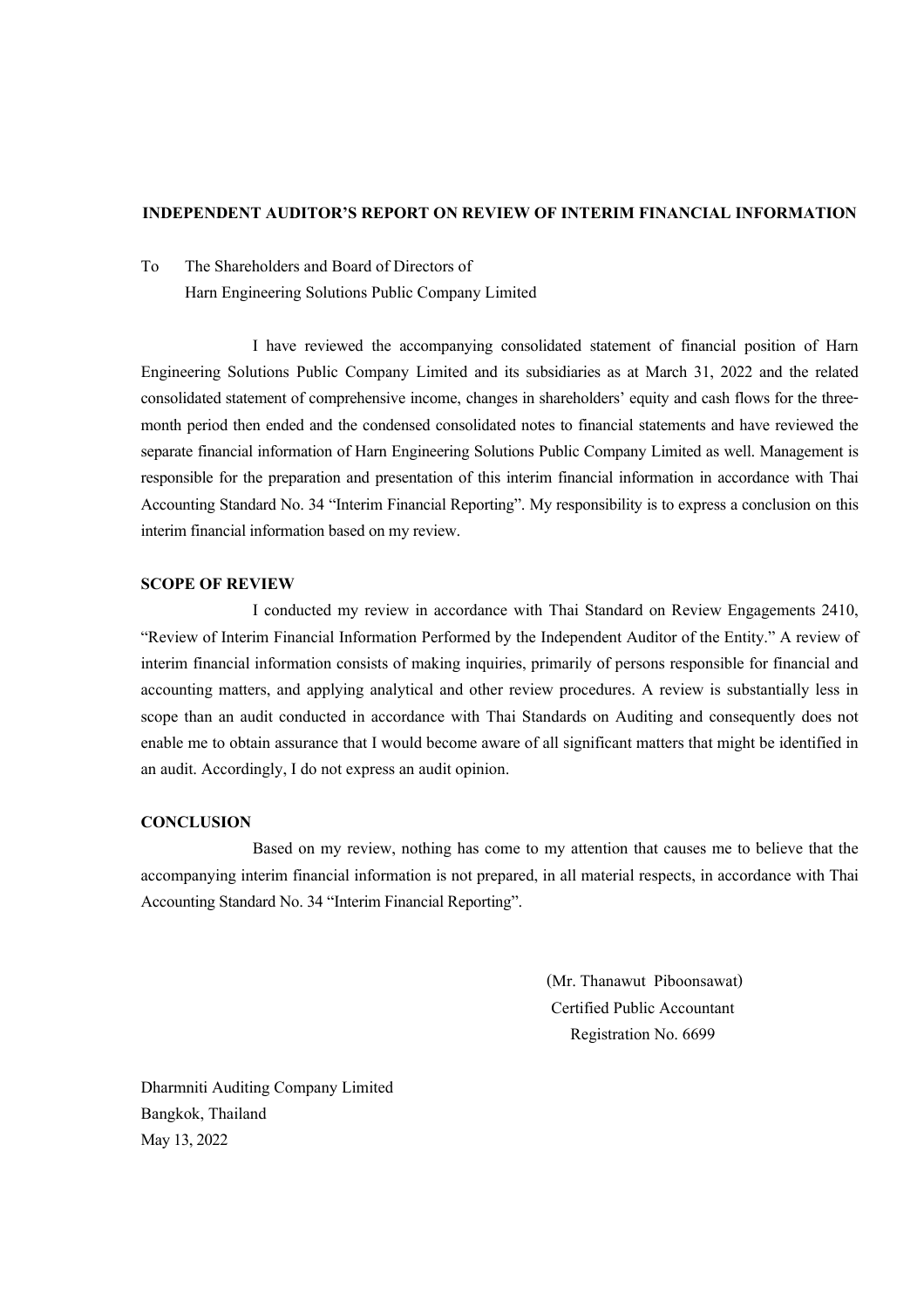## INDEPENDENT AUDITOR'S REPORT ON REVIEW OF INTERIM FINANCIAL INFORMATION

To The Shareholders and Board of Directors of
Harn Engineering Solutions Public Company Limited

I have reviewed the accompanying consolidated statement of financial position of Harn Engineering Solutions Public Company Limited and its subsidiaries as at March 31, 2022 and the related consolidated statement of comprehensive income, changes in shareholders' equity and cash flows for the three-month period then ended and the condensed consolidated notes to financial statements and have reviewed the separate financial information of Harn Engineering Solutions Public Company Limited as well. Management is responsible for the preparation and presentation of this interim financial information in accordance with Thai Accounting Standard No. 34 "Interim Financial Reporting". My responsibility is to express a conclusion on this interim financial information based on my review.

**SCOPE OF REVIEW**

I conducted my review in accordance with Thai Standard on Review Engagements 2410, "Review of Interim Financial Information Performed by the Independent Auditor of the Entity." A review of interim financial information consists of making inquiries, primarily of persons responsible for financial and accounting matters, and applying analytical and other review procedures. A review is substantially less in scope than an audit conducted in accordance with Thai Standards on Auditing and consequently does not enable me to obtain assurance that I would become aware of all significant matters that might be identified in an audit. Accordingly, I do not express an audit opinion.

**CONCLUSION**

Based on my review, nothing has come to my attention that causes me to believe that the accompanying interim financial information is not prepared, in all material respects, in accordance with Thai Accounting Standard No. 34 "Interim Financial Reporting".

(Mr. Thanawut Piboonsawat)
Certified Public Accountant
Registration No. 6699

Dharmniti Auditing Company Limited
Bangkok, Thailand
May 13, 2022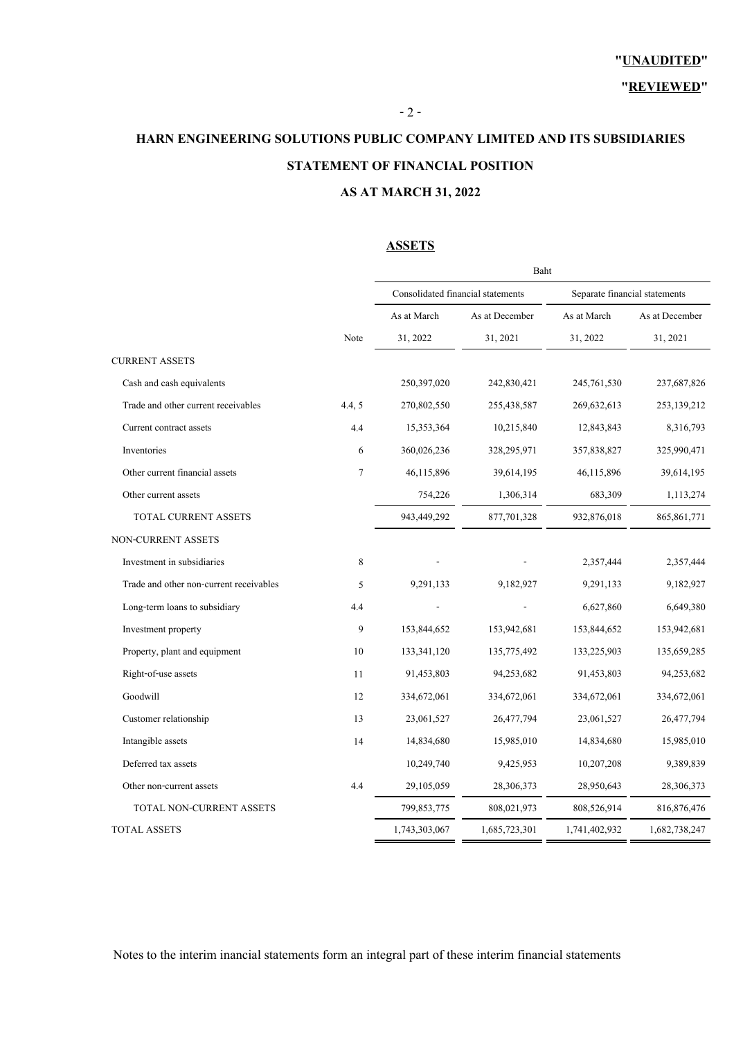"**UNAUDITED**"

"**REVIEWED**"

# HARN ENGINEERING SOLUTIONS PUBLIC COMPANY LIMITED AND ITS SUBSIDIARIES

## STATEMENT OF FINANCIAL POSITION

## AS AT MARCH 31, 2022

### ASSETS

| | | Baht | | | |
|---|---|---|---|---|---|
| | | Consolidated financial statements | | Separate financial statements | |
| | | As at March | As at December | As at March | As at December |
| | Note | 31, 2022 | 31, 2021 | 31, 2022 | 31, 2021 |
| CURRENT ASSETS | | | | | |
| Cash and cash equivalents | | 250,397,020 | 242,830,421 | 245,761,530 | 237,687,826 |
| Trade and other current receivables | 4.4, 5 | 270,802,550 | 255,438,587 | 269,632,613 | 253,139,212 |
| Current contract assets | 4.4 | 15,353,364 | 10,215,840 | 12,843,843 | 8,316,793 |
| Inventories | 6 | 360,026,236 | 328,295,971 | 357,838,827 | 325,990,471 |
| Other current financial assets | 7 | 46,115,896 | 39,614,195 | 46,115,896 | 39,614,195 |
| Other current assets | | 754,226 | 1,306,314 | 683,309 | 1,113,274 |
| TOTAL CURRENT ASSETS | | 943,449,292 | 877,701,328 | 932,876,018 | 865,861,771 |
| NON-CURRENT ASSETS | | | | | |
| Investment in subsidiaries | 8 | - | - | 2,357,444 | 2,357,444 |
| Trade and other non-current receivables | 5 | 9,291,133 | 9,182,927 | 9,291,133 | 9,182,927 |
| Long-term loans to subsidiary | 4.4 | - | - | 6,627,860 | 6,649,380 |
| Investment property | 9 | 153,844,652 | 153,942,681 | 153,844,652 | 153,942,681 |
| Property, plant and equipment | 10 | 133,341,120 | 135,775,492 | 133,225,903 | 135,659,285 |
| Right-of-use assets | 11 | 91,453,803 | 94,253,682 | 91,453,803 | 94,253,682 |
| Goodwill | 12 | 334,672,061 | 334,672,061 | 334,672,061 | 334,672,061 |
| Customer relationship | 13 | 23,061,527 | 26,477,794 | 23,061,527 | 26,477,794 |
| Intangible assets | 14 | 14,834,680 | 15,985,010 | 14,834,680 | 15,985,010 |
| Deferred tax assets | | 10,249,740 | 9,425,953 | 10,207,208 | 9,389,839 |
| Other non-current assets | 4.4 | 29,105,059 | 28,306,373 | 28,950,643 | 28,306,373 |
| TOTAL NON-CURRENT ASSETS | | 799,853,775 | 808,021,973 | 808,526,914 | 816,876,476 |
| TOTAL ASSETS | | 1,743,303,067 | 1,685,723,301 | 1,741,402,932 | 1,682,738,247 |

Notes to the interim inancial statements form an integral part of these interim financial statements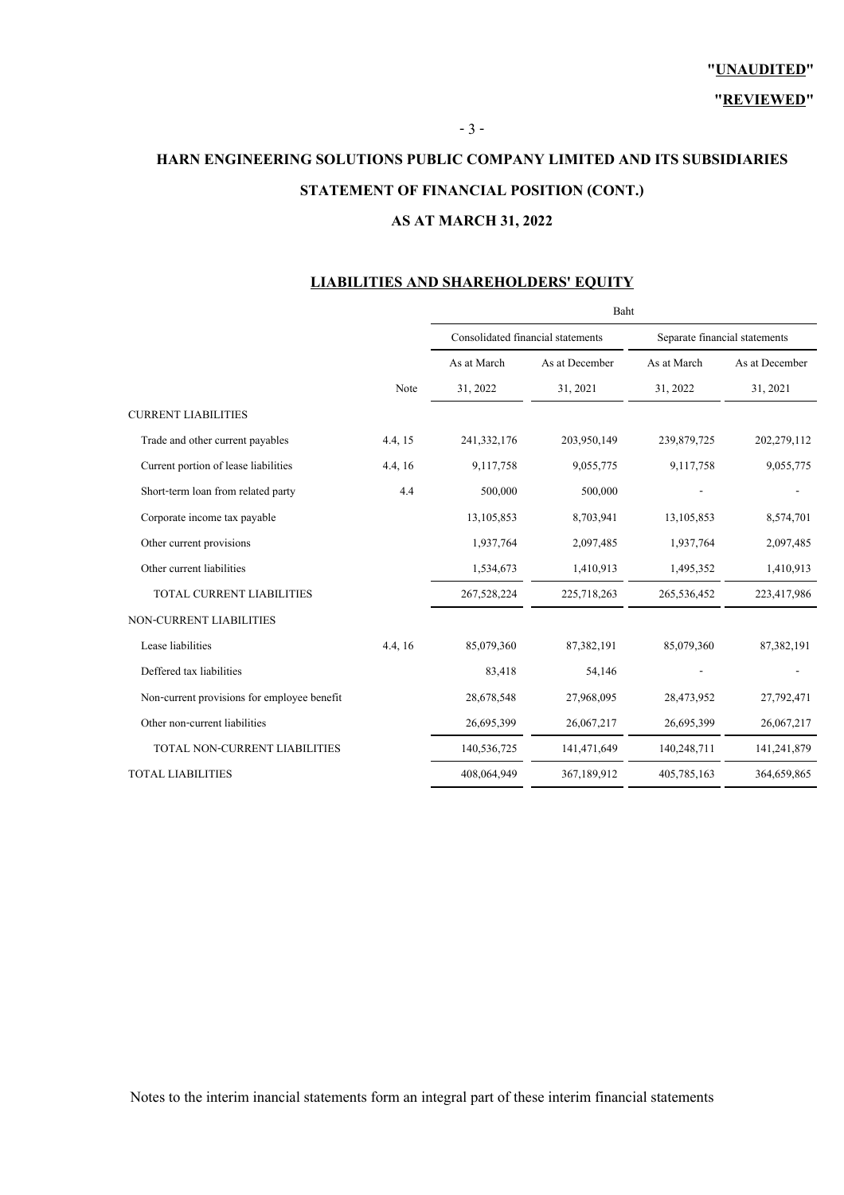"UNAUDITED"

"REVIEWED"

# HARN ENGINEERING SOLUTIONS PUBLIC COMPANY LIMITED AND ITS SUBSIDIARIES

## STATEMENT OF FINANCIAL POSITION (CONT.)

## AS AT MARCH 31, 2022

### LIABILITIES AND SHAREHOLDERS' EQUITY

| | | Baht | | | |
|---|---|---|---|---|---|
| | | Consolidated financial statements | | Separate financial statements | |
| | | As at March | As at December | As at March | As at December |
| | Note | 31, 2022 | 31, 2021 | 31, 2022 | 31, 2021 |
| CURRENT LIABILITIES | | | | | |
| Trade and other current payables | 4.4, 15 | 241,332,176 | 203,950,149 | 239,879,725 | 202,279,112 |
| Current portion of lease liabilities | 4.4, 16 | 9,117,758 | 9,055,775 | 9,117,758 | 9,055,775 |
| Short-term loan from related party | 4.4 | 500,000 | 500,000 | - | - |
| Corporate income tax payable | | 13,105,853 | 8,703,941 | 13,105,853 | 8,574,701 |
| Other current provisions | | 1,937,764 | 2,097,485 | 1,937,764 | 2,097,485 |
| Other current liabilities | | 1,534,673 | 1,410,913 | 1,495,352 | 1,410,913 |
| TOTAL CURRENT LIABILITIES | | 267,528,224 | 225,718,263 | 265,536,452 | 223,417,986 |
| NON-CURRENT LIABILITIES | | | | | |
| Lease liabilities | 4.4, 16 | 85,079,360 | 87,382,191 | 85,079,360 | 87,382,191 |
| Deffered tax liabilities | | 83,418 | 54,146 | - | - |
| Non-current provisions for employee benefit | | 28,678,548 | 27,968,095 | 28,473,952 | 27,792,471 |
| Other non-current liabilities | | 26,695,399 | 26,067,217 | 26,695,399 | 26,067,217 |
| TOTAL NON-CURRENT LIABILITIES | | 140,536,725 | 141,471,649 | 140,248,711 | 141,241,879 |
| TOTAL LIABILITIES | | 408,064,949 | 367,189,912 | 405,785,163 | 364,659,865 |

Notes to the interim inancial statements form an integral part of these interim financial statements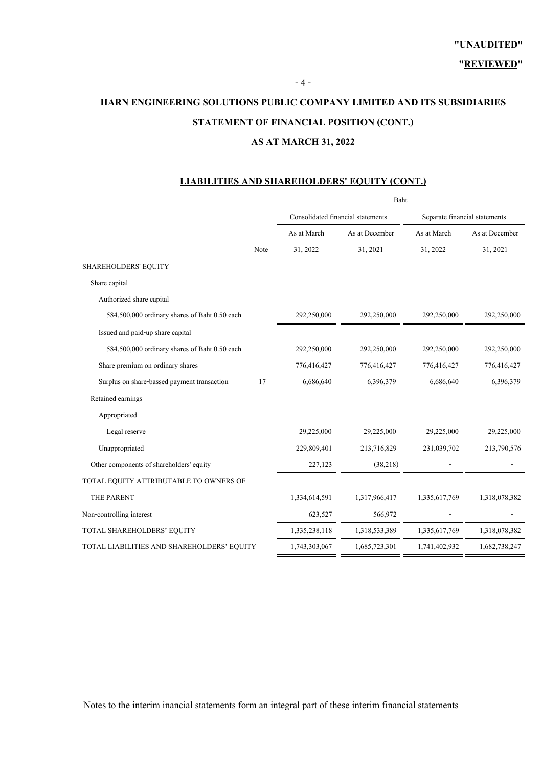"UNAUDITED"

"REVIEWED"

# HARN ENGINEERING SOLUTIONS PUBLIC COMPANY LIMITED AND ITS SUBSIDIARIES

## STATEMENT OF FINANCIAL POSITION (CONT.)

## AS AT MARCH 31, 2022

### LIABILITIES AND SHAREHOLDERS' EQUITY (CONT.)

| | | Baht | | | |
|---|---|---|---|---|---|
| | | Consolidated financial statements | | Separate financial statements | |
| | | As at March | As at December | As at March | As at December |
| | Note | 31, 2022 | 31, 2021 | 31, 2022 | 31, 2021 |
| SHAREHOLDERS' EQUITY | | | | | |
| Share capital | | | | | |
| Authorized share capital | | | | | |
| 584,500,000 ordinary shares of Baht 0.50 each | | 292,250,000 | 292,250,000 | 292,250,000 | 292,250,000 |
| Issued and paid-up share capital | | | | | |
| 584,500,000 ordinary shares of Baht 0.50 each | | 292,250,000 | 292,250,000 | 292,250,000 | 292,250,000 |
| Share premium on ordinary shares | | 776,416,427 | 776,416,427 | 776,416,427 | 776,416,427 |
| Surplus on share-bassed payment transaction | 17 | 6,686,640 | 6,396,379 | 6,686,640 | 6,396,379 |
| Retained earnings | | | | | |
| Appropriated | | | | | |
| Legal reserve | | 29,225,000 | 29,225,000 | 29,225,000 | 29,225,000 |
| Unappropriated | | 229,809,401 | 213,716,829 | 231,039,702 | 213,790,576 |
| Other components of shareholders' equity | | 227,123 | (38,218) | - | - |
| TOTAL EQUITY ATTRIBUTABLE TO OWNERS OF THE PARENT | | 1,334,614,591 | 1,317,966,417 | 1,335,617,769 | 1,318,078,382 |
| Non-controlling interest | | 623,527 | 566,972 | - | - |
| TOTAL SHAREHOLDERS' EQUITY | | 1,335,238,118 | 1,318,533,389 | 1,335,617,769 | 1,318,078,382 |
| TOTAL LIABILITIES AND SHAREHOLDERS' EQUITY | | 1,743,303,067 | 1,685,723,301 | 1,741,402,932 | 1,682,738,247 |

Notes to the interim inancial statements form an integral part of these interim financial statements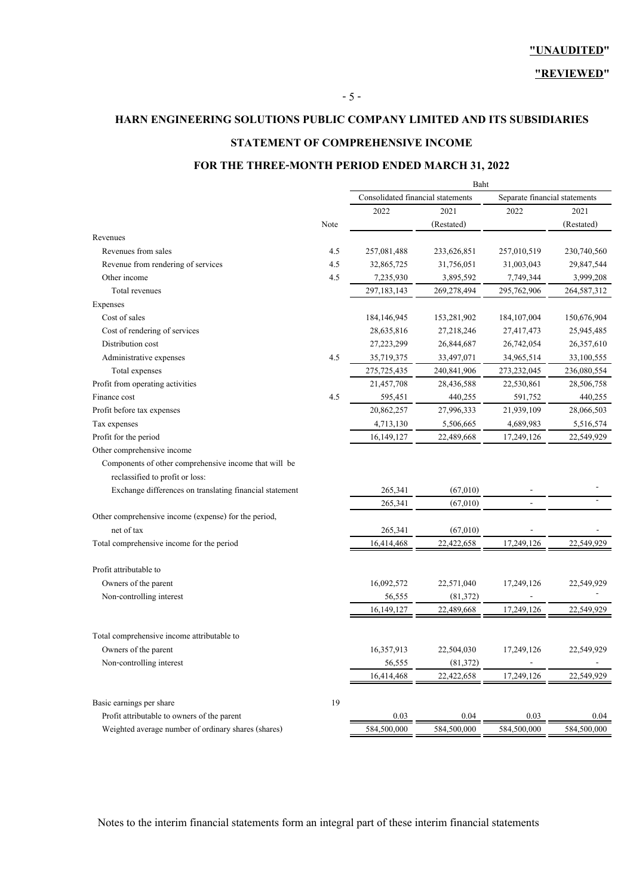"UNAUDITED"

"REVIEWED"

# HARN ENGINEERING SOLUTIONS PUBLIC COMPANY LIMITED AND ITS SUBSIDIARIES

## STATEMENT OF COMPREHENSIVE INCOME

## FOR THE THREE-MONTH PERIOD ENDED MARCH 31, 2022

| | | Baht | | | |
|---|---|---|---|---|---|
| | | Consolidated financial statements | | Separate financial statements | |
| | | 2022 | 2021 | 2022 | 2021 |
| | Note | | (Restated) | | (Restated) |
| Revenues | | | | | |
| Revenues from sales | 4.5 | 257,081,488 | 233,626,851 | 257,010,519 | 230,740,560 |
| Revenue from rendering of services | 4.5 | 32,865,725 | 31,756,051 | 31,003,043 | 29,847,544 |
| Other income | 4.5 | 7,235,930 | 3,895,592 | 7,749,344 | 3,999,208 |
| Total revenues | | 297,183,143 | 269,278,494 | 295,762,906 | 264,587,312 |
| Expenses | | | | | |
| Cost of sales | | 184,146,945 | 153,281,902 | 184,107,004 | 150,676,904 |
| Cost of rendering of services | | 28,635,816 | 27,218,246 | 27,417,473 | 25,945,485 |
| Distribution cost | | 27,223,299 | 26,844,687 | 26,742,054 | 26,357,610 |
| Administrative expenses | 4.5 | 35,719,375 | 33,497,071 | 34,965,514 | 33,100,555 |
| Total expenses | | 275,725,435 | 240,841,906 | 273,232,045 | 236,080,554 |
| Profit from operating activities | | 21,457,708 | 28,436,588 | 22,530,861 | 28,506,758 |
| Finance cost | 4.5 | 595,451 | 440,255 | 591,752 | 440,255 |
| Profit before tax expenses | | 20,862,257 | 27,996,333 | 21,939,109 | 28,066,503 |
| Tax expenses | | 4,713,130 | 5,506,665 | 4,689,983 | 5,516,574 |
| Profit for the period | | 16,149,127 | 22,489,668 | 17,249,126 | 22,549,929 |
| Other comprehensive income | | | | | |
| Components of other comprehensive income that will be reclassified to profit or loss: | | | | | |
| Exchange differences on translating financial statement | | 265,341 | (67,010) | - | - |
| | | 265,341 | (67,010) | - | - |
| Other comprehensive income (expense) for the period, net of tax | | 265,341 | (67,010) | - | - |
| Total comprehensive income for the period | | 16,414,468 | 22,422,658 | 17,249,126 | 22,549,929 |
| Profit attributable to | | | | | |
| Owners of the parent | | 16,092,572 | 22,571,040 | 17,249,126 | 22,549,929 |
| Non-controlling interest | | 56,555 | (81,372) | - | - |
| | | 16,149,127 | 22,489,668 | 17,249,126 | 22,549,929 |
| Total comprehensive income attributable to | | | | | |
| Owners of the parent | | 16,357,913 | 22,504,030 | 17,249,126 | 22,549,929 |
| Non-controlling interest | | 56,555 | (81,372) | - | - |
| | | 16,414,468 | 22,422,658 | 17,249,126 | 22,549,929 |
| Basic earnings per share | 19 | | | | |
| Profit attributable to owners of the parent | | 0.03 | 0.04 | 0.03 | 0.04 |
| Weighted average number of ordinary shares (shares) | | 584,500,000 | 584,500,000 | 584,500,000 | 584,500,000 |

Notes to the interim financial statements form an integral part of these interim financial statements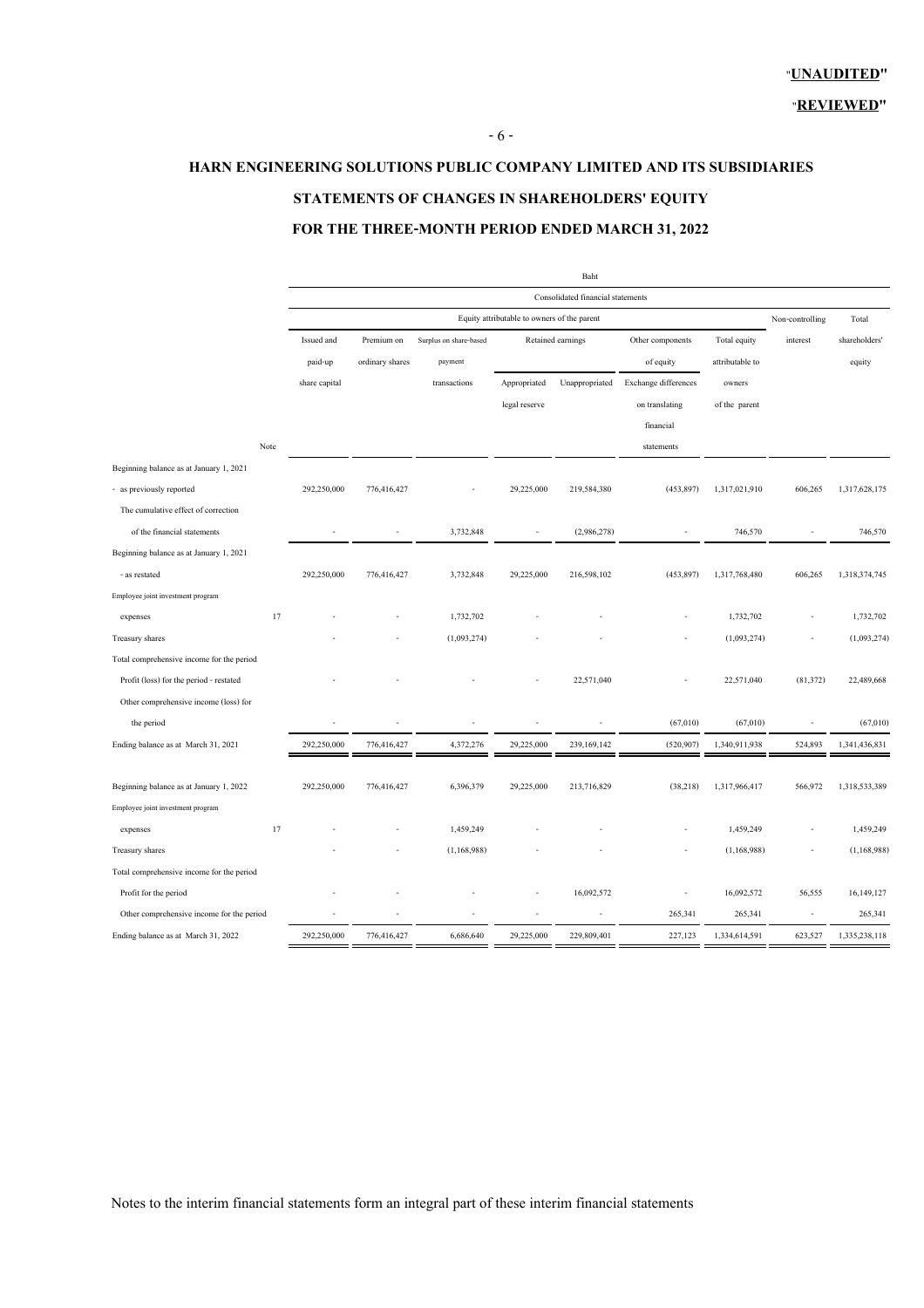"**UNAUDITED"**

"**REVIEWED"**

# HARN ENGINEERING SOLUTIONS PUBLIC COMPANY LIMITED AND ITS SUBSIDIARIES

## STATEMENTS OF CHANGES IN SHAREHOLDERS' EQUITY

## FOR THE THREE-MONTH PERIOD ENDED MARCH 31, 2022

| | | Baht | | | | | | | | | |
|---|---|---|---|---|---|---|---|---|---|---|---|
| | | Consolidated financial statements | | | | | | | | | |
| | | Equity attributable to owners of the parent | | | | | | | Non-controlling interest | Total shareholders' equity |
| | | Issued and paid-up share capital | Premium on ordinary shares | Surplus on share-based payment transactions | Retained earnings | | Other components of equity | Total equity attributable to owners of the parent | | |
| | Note | | | | Appropriated legal reserve | Unappropriated | Exchange differences on translating financial statements | | | |
| Beginning balance as at January 1, 2021 | | | | | | | | | | |
| - as previously reported | | 292,250,000 | 776,416,427 | - | 29,225,000 | 219,584,380 | (453,897) | 1,317,021,910 | 606,265 | 1,317,628,175 |
| The cumulative effect of correction of the financial statements | | - | - | 3,732,848 | - | (2,986,278) | - | 746,570 | - | 746,570 |
| Beginning balance as at January 1, 2021 - as restated | | 292,250,000 | 776,416,427 | 3,732,848 | 29,225,000 | 216,598,102 | (453,897) | 1,317,768,480 | 606,265 | 1,318,374,745 |
| Employee joint investment program expenses | 17 | - | - | 1,732,702 | - | - | - | 1,732,702 | - | 1,732,702 |
| Treasury shares | | - | - | (1,093,274) | - | - | - | (1,093,274) | - | (1,093,274) |
| Total comprehensive income for the period | | | | | | | | | | |
| Profit (loss) for the period - restated | | - | - | - | - | 22,571,040 | - | 22,571,040 | (81,372) | 22,489,668 |
| Other comprehensive income (loss) for the period | | - | - | - | - | - | (67,010) | (67,010) | - | (67,010) |
| Ending balance as at March 31, 2021 | | 292,250,000 | 776,416,427 | 4,372,276 | 29,225,000 | 239,169,142 | (520,907) | 1,340,911,938 | 524,893 | 1,341,436,831 |
| | | | | | | | | | | |
| Beginning balance as at January 1, 2022 | | 292,250,000 | 776,416,427 | 6,396,379 | 29,225,000 | 213,716,829 | (38,218) | 1,317,966,417 | 566,972 | 1,318,533,389 |
| Employee joint investment program expenses | 17 | - | - | 1,459,249 | - | - | - | 1,459,249 | - | 1,459,249 |
| Treasury shares | | - | - | (1,168,988) | - | - | - | (1,168,988) | - | (1,168,988) |
| Total comprehensive income for the period | | | | | | | | | | |
| Profit for the period | | - | - | - | - | 16,092,572 | - | 16,092,572 | 56,555 | 16,149,127 |
| Other comprehensive income for the period | | - | - | - | - | - | 265,341 | 265,341 | - | 265,341 |
| Ending balance as at March 31, 2022 | | 292,250,000 | 776,416,427 | 6,686,640 | 29,225,000 | 229,809,401 | 227,123 | 1,334,614,591 | 623,527 | 1,335,238,118 |

Notes to the interim financial statements form an integral part of these interim financial statements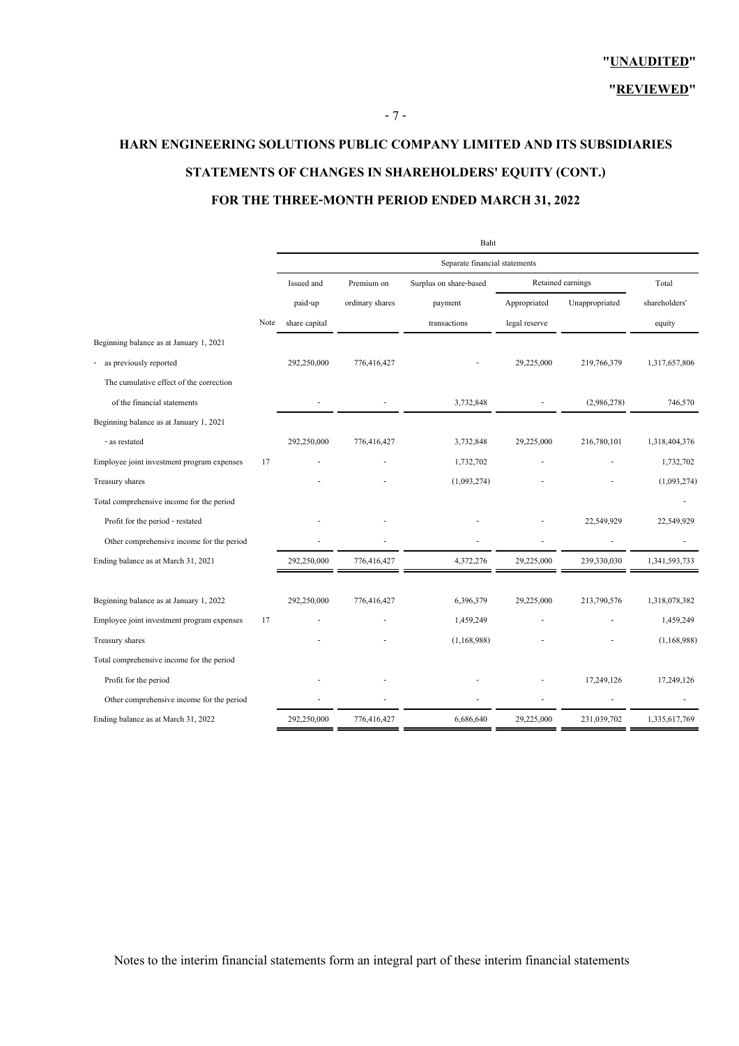"UNAUDITED"

"REVIEWED"

# HARN ENGINEERING SOLUTIONS PUBLIC COMPANY LIMITED AND ITS SUBSIDIARIES

## STATEMENTS OF CHANGES IN SHAREHOLDERS' EQUITY (CONT.)

## FOR THE THREE-MONTH PERIOD ENDED MARCH 31, 2022

| | | Baht | | | | | |
|---|---|---|---|---|---|---|---|
| | | Separate financial statements | | | | | |
| | | Issued and | Premium on | Surplus on share-based | Retained earnings | | Total |
| | | paid-up | ordinary shares | payment | Appropriated | Unappropriated | shareholders' |
| | Note | share capital | | transactions | legal reserve | | equity |
| Beginning balance as at January 1, 2021 | | | | | | | |
| - as previously reported | | 292,250,000 | 776,416,427 | - | 29,225,000 | 219,766,379 | 1,317,657,806 |
| The cumulative effect of the correction | | | | | | | |
| of the financial statements | | - | - | 3,732,848 | - | (2,986,278) | 746,570 |
| Beginning balance as at January 1, 2021 | | | | | | | |
| - as restated | | 292,250,000 | 776,416,427 | 3,732,848 | 29,225,000 | 216,780,101 | 1,318,404,376 |
| Employee joint investment program expenses | 17 | - | - | 1,732,702 | - | - | 1,732,702 |
| Treasury shares | | - | - | (1,093,274) | - | - | (1,093,274) |
| Total comprehensive income for the period | | | | | | | - |
| Profit for the period - restated | | - | - | - | - | 22,549,929 | 22,549,929 |
| Other comprehensive income for the period | | - | - | - | - | - | - |
| Ending balance as at March 31, 2021 | | 292,250,000 | 776,416,427 | 4,372,276 | 29,225,000 | 239,330,030 | 1,341,593,733 |
| | | | | | | | |
| Beginning balance as at January 1, 2022 | | 292,250,000 | 776,416,427 | 6,396,379 | 29,225,000 | 213,790,576 | 1,318,078,382 |
| Employee joint investment program expenses | 17 | - | - | 1,459,249 | - | - | 1,459,249 |
| Treasury shares | | - | - | (1,168,988) | - | - | (1,168,988) |
| Total comprehensive income for the period | | | | | | | |
| Profit for the period | | - | - | - | - | 17,249,126 | 17,249,126 |
| Other comprehensive income for the period | | - | - | - | - | - | - |
| Ending balance as at March 31, 2022 | | 292,250,000 | 776,416,427 | 6,686,640 | 29,225,000 | 231,039,702 | 1,335,617,769 |

Notes to the interim financial statements form an integral part of these interim financial statements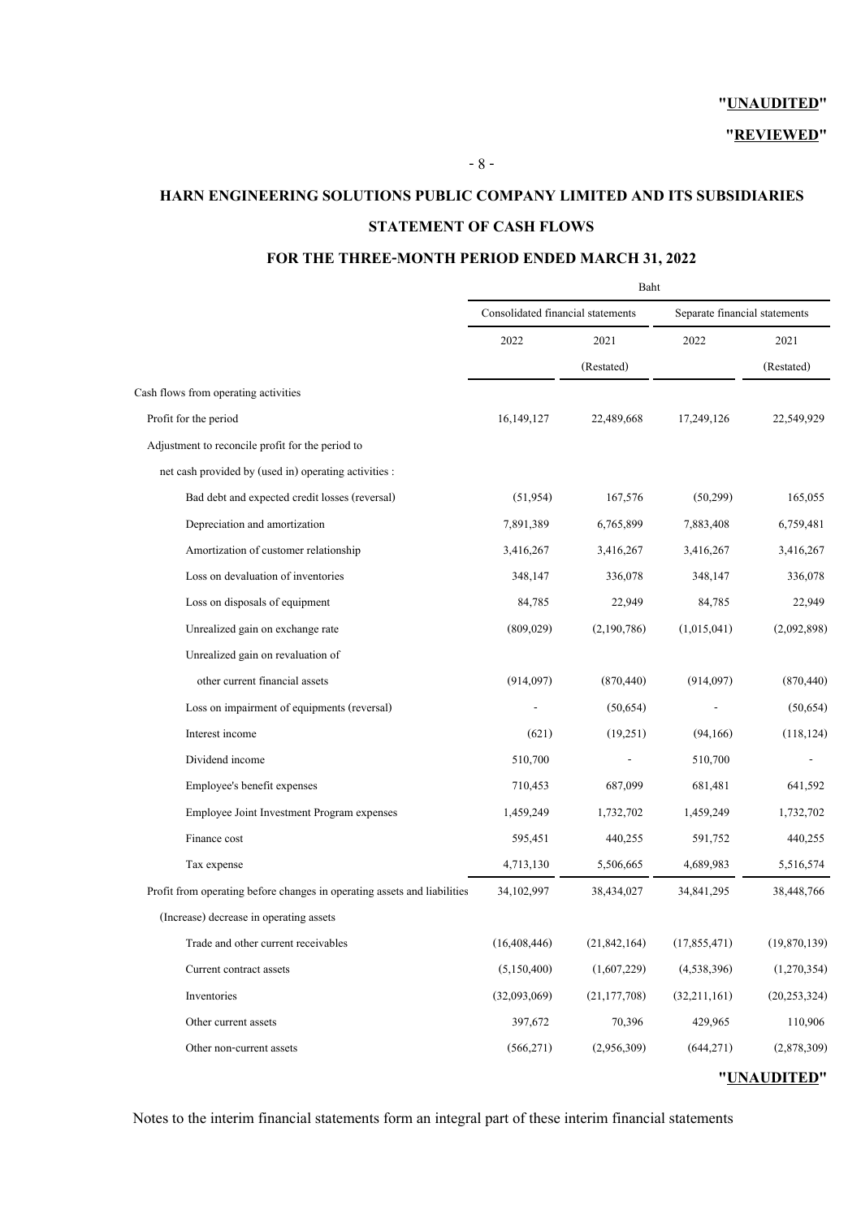"**UNAUDITED**"

"**REVIEWED**"

**HARN ENGINEERING SOLUTIONS PUBLIC COMPANY LIMITED AND ITS SUBSIDIARIES**

**STATEMENT OF CASH FLOWS**

**FOR THE THREE-MONTH PERIOD ENDED MARCH 31, 2022**

| | Baht | | | |
|---|---|---|---|---|
| | Consolidated financial statements | | Separate financial statements | |
| | 2022 | 2021 (Restated) | 2022 | 2021 (Restated) |
| Cash flows from operating activities | | | | |
| Profit for the period | 16,149,127 | 22,489,668 | 17,249,126 | 22,549,929 |
| Adjustment to reconcile profit for the period to | | | | |
| net cash provided by (used in) operating activities : | | | | |
| Bad debt and expected credit losses (reversal) | (51,954) | 167,576 | (50,299) | 165,055 |
| Depreciation and amortization | 7,891,389 | 6,765,899 | 7,883,408 | 6,759,481 |
| Amortization of customer relationship | 3,416,267 | 3,416,267 | 3,416,267 | 3,416,267 |
| Loss on devaluation of inventories | 348,147 | 336,078 | 348,147 | 336,078 |
| Loss on disposals of equipment | 84,785 | 22,949 | 84,785 | 22,949 |
| Unrealized gain on exchange rate | (809,029) | (2,190,786) | (1,015,041) | (2,092,898) |
| Unrealized gain on revaluation of | | | | |
| other current financial assets | (914,097) | (870,440) | (914,097) | (870,440) |
| Loss on impairment of equipments (reversal) | - | (50,654) | - | (50,654) |
| Interest income | (621) | (19,251) | (94,166) | (118,124) |
| Dividend income | 510,700 | - | 510,700 | - |
| Employee's benefit expenses | 710,453 | 687,099 | 681,481 | 641,592 |
| Employee Joint Investment Program expenses | 1,459,249 | 1,732,702 | 1,459,249 | 1,732,702 |
| Finance cost | 595,451 | 440,255 | 591,752 | 440,255 |
| Tax expense | 4,713,130 | 5,506,665 | 4,689,983 | 5,516,574 |
| Profit from operating before changes in operating assets and liabilities | 34,102,997 | 38,434,027 | 34,841,295 | 38,448,766 |
| (Increase) decrease in operating assets | | | | |
| Trade and other current receivables | (16,408,446) | (21,842,164) | (17,855,471) | (19,870,139) |
| Current contract assets | (5,150,400) | (1,607,229) | (4,538,396) | (1,270,354) |
| Inventories | (32,093,069) | (21,177,708) | (32,211,161) | (20,253,324) |
| Other current assets | 397,672 | 70,396 | 429,965 | 110,906 |
| Other non-current assets | (566,271) | (2,956,309) | (644,271) | (2,878,309) |

"**UNAUDITED**"

Notes to the interim financial statements form an integral part of these interim financial statements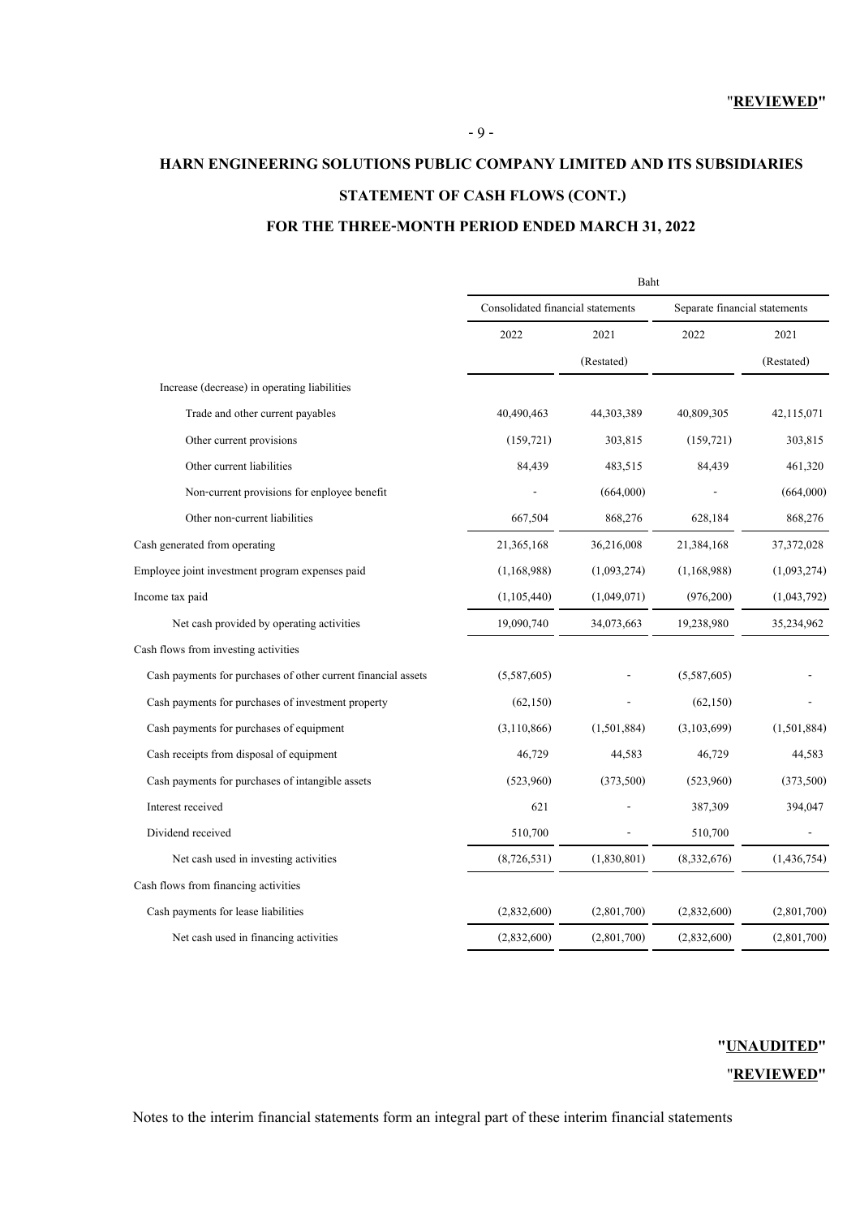"**REVIEWED**"

# HARN ENGINEERING SOLUTIONS PUBLIC COMPANY LIMITED AND ITS SUBSIDIARIES

## STATEMENT OF CASH FLOWS (CONT.)

## FOR THE THREE-MONTH PERIOD ENDED MARCH 31, 2022

| | Baht | | | |
|---|---|---|---|---|
| | Consolidated financial statements | | Separate financial statements | |
| | 2022 | 2021 (Restated) | 2022 | 2021 (Restated) |
| Increase (decrease) in operating liabilities | | | | |
| Trade and other current payables | 40,490,463 | 44,303,389 | 40,809,305 | 42,115,071 |
| Other current provisions | (159,721) | 303,815 | (159,721) | 303,815 |
| Other current liabilities | 84,439 | 483,515 | 84,439 | 461,320 |
| Non-current provisions for enployee benefit | - | (664,000) | - | (664,000) |
| Other non-current liabilities | 667,504 | 868,276 | 628,184 | 868,276 |
| Cash generated from operating | 21,365,168 | 36,216,008 | 21,384,168 | 37,372,028 |
| Employee joint investment program expenses paid | (1,168,988) | (1,093,274) | (1,168,988) | (1,093,274) |
| Income tax paid | (1,105,440) | (1,049,071) | (976,200) | (1,043,792) |
| Net cash provided by operating activities | 19,090,740 | 34,073,663 | 19,238,980 | 35,234,962 |
| Cash flows from investing activities | | | | |
| Cash payments for purchases of other current financial assets | (5,587,605) | - | (5,587,605) | - |
| Cash payments for purchases of investment property | (62,150) | - | (62,150) | - |
| Cash payments for purchases of equipment | (3,110,866) | (1,501,884) | (3,103,699) | (1,501,884) |
| Cash receipts from disposal of equipment | 46,729 | 44,583 | 46,729 | 44,583 |
| Cash payments for purchases of intangible assets | (523,960) | (373,500) | (523,960) | (373,500) |
| Interest received | 621 | - | 387,309 | 394,047 |
| Dividend received | 510,700 | - | 510,700 | - |
| Net cash used in investing activities | (8,726,531) | (1,830,801) | (8,332,676) | (1,436,754) |
| Cash flows from financing activities | | | | |
| Cash payments for lease liabilities | (2,832,600) | (2,801,700) | (2,832,600) | (2,801,700) |
| Net cash used in financing activities | (2,832,600) | (2,801,700) | (2,832,600) | (2,801,700) |

"**UNAUDITED**"

"**REVIEWED**"

Notes to the interim financial statements form an integral part of these interim financial statements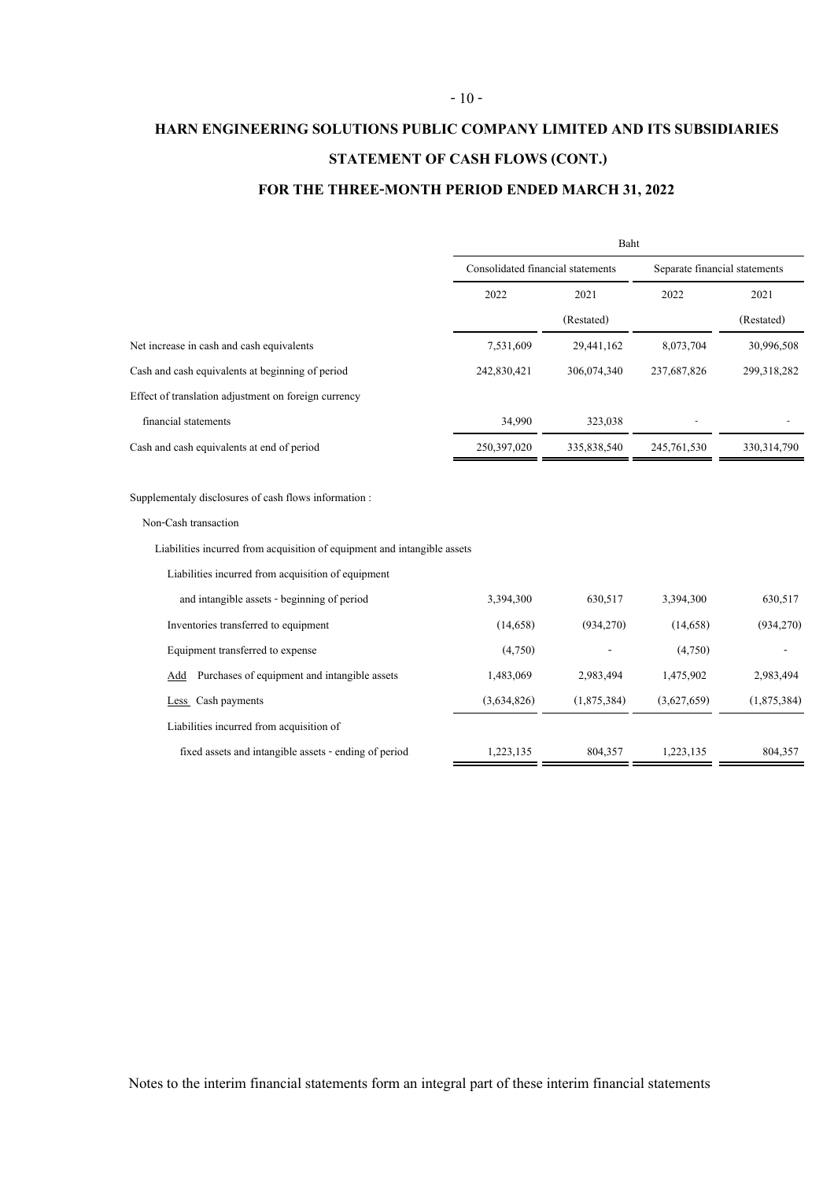# HARN ENGINEERING SOLUTIONS PUBLIC COMPANY LIMITED AND ITS SUBSIDIARIES

## STATEMENT OF CASH FLOWS (CONT.)

## FOR THE THREE-MONTH PERIOD ENDED MARCH 31, 2022

| | Baht | | | |
|---|---|---|---|---|
| | Consolidated financial statements | | Separate financial statements | |
| | 2022 | 2021 | 2022 | 2021 |
| | | (Restated) | | (Restated) |
| Net increase in cash and cash equivalents | 7,531,609 | 29,441,162 | 8,073,704 | 30,996,508 |
| Cash and cash equivalents at beginning of period | 242,830,421 | 306,074,340 | 237,687,826 | 299,318,282 |
| Effect of translation adjustment on foreign currency | | | | |
| financial statements | 34,990 | 323,038 | - | - |
| Cash and cash equivalents at end of period | 250,397,020 | 335,838,540 | 245,761,530 | 330,314,790 |
| | | | | |
| Supplementaly disclosures of cash flows information : | | | | |
| Non-Cash transaction | | | | |
| Liabilities incurred from acquisition of equipment and intangible assets | | | | |
| Liabilities incurred from acquisition of equipment | | | | |
| and intangible assets - beginning of period | 3,394,300 | 630,517 | 3,394,300 | 630,517 |
| Inventories transferred to equipment | (14,658) | (934,270) | (14,658) | (934,270) |
| Equipment transferred to expense | (4,750) | - | (4,750) | - |
| Add Purchases of equipment and intangible assets | 1,483,069 | 2,983,494 | 1,475,902 | 2,983,494 |
| Less Cash payments | (3,634,826) | (1,875,384) | (3,627,659) | (1,875,384) |
| Liabilities incurred from acquisition of | | | | |
| fixed assets and intangible assets - ending of period | 1,223,135 | 804,357 | 1,223,135 | 804,357 |

Notes to the interim financial statements form an integral part of these interim financial statements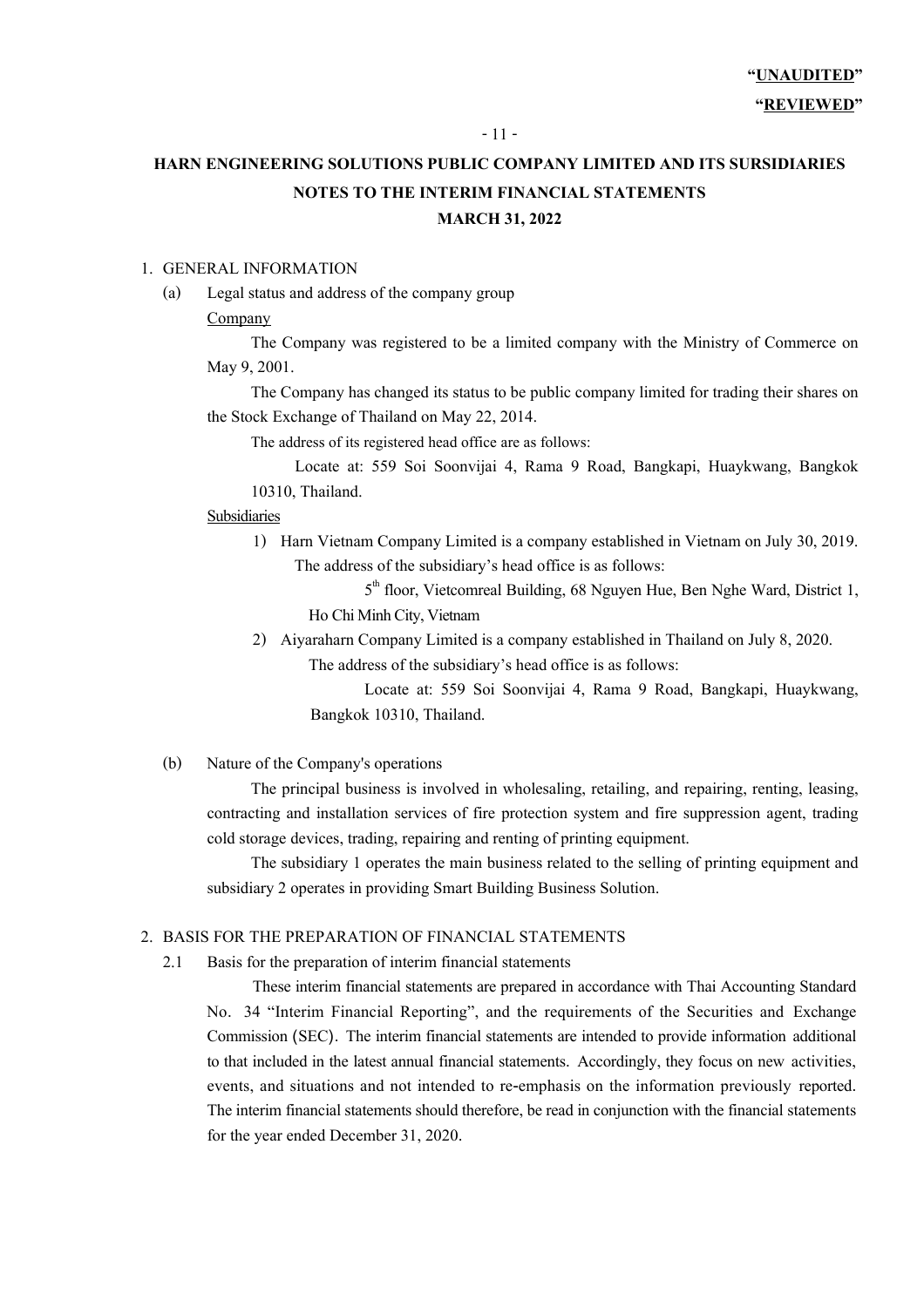**"UNAUDITED"**

**"REVIEWED"**

**HARN ENGINEERING SOLUTIONS PUBLIC COMPANY LIMITED AND ITS SURSIDIARIES**
**NOTES TO THE INTERIM FINANCIAL STATEMENTS**
**MARCH 31, 2022**

1. GENERAL INFORMATION

   (a) Legal status and address of the company group

   Company

   The Company was registered to be a limited company with the Ministry of Commerce on May 9, 2001.

   The Company has changed its status to be public company limited for trading their shares on the Stock Exchange of Thailand on May 22, 2014.

   The address of its registered head office are as follows:

   Locate at: 559 Soi Soonvijai 4, Rama 9 Road, Bangkapi, Huaykwang, Bangkok 10310, Thailand.

   Subsidiaries

   1) Harn Vietnam Company Limited is a company established in Vietnam on July 30, 2019. The address of the subsidiary's head office is as follows:

      5th floor, Vietcomreal Building, 68 Nguyen Hue, Ben Nghe Ward, District 1, Ho Chi Minh City, Vietnam

   2) Aiyaraharn Company Limited is a company established in Thailand on July 8, 2020. The address of the subsidiary's head office is as follows:

      Locate at: 559 Soi Soonvijai 4, Rama 9 Road, Bangkapi, Huaykwang, Bangkok 10310, Thailand.

   (b) Nature of the Company's operations

   The principal business is involved in wholesaling, retailing, and repairing, renting, leasing, contracting and installation services of fire protection system and fire suppression agent, trading cold storage devices, trading, repairing and renting of printing equipment.

   The subsidiary 1 operates the main business related to the selling of printing equipment and subsidiary 2 operates in providing Smart Building Business Solution.

2. BASIS FOR THE PREPARATION OF FINANCIAL STATEMENTS

   2.1 Basis for the preparation of interim financial statements

   These interim financial statements are prepared in accordance with Thai Accounting Standard No. 34 "Interim Financial Reporting", and the requirements of the Securities and Exchange Commission (SEC). The interim financial statements are intended to provide information additional to that included in the latest annual financial statements. Accordingly, they focus on new activities, events, and situations and not intended to re-emphasis on the information previously reported. The interim financial statements should therefore, be read in conjunction with the financial statements for the year ended December 31, 2020.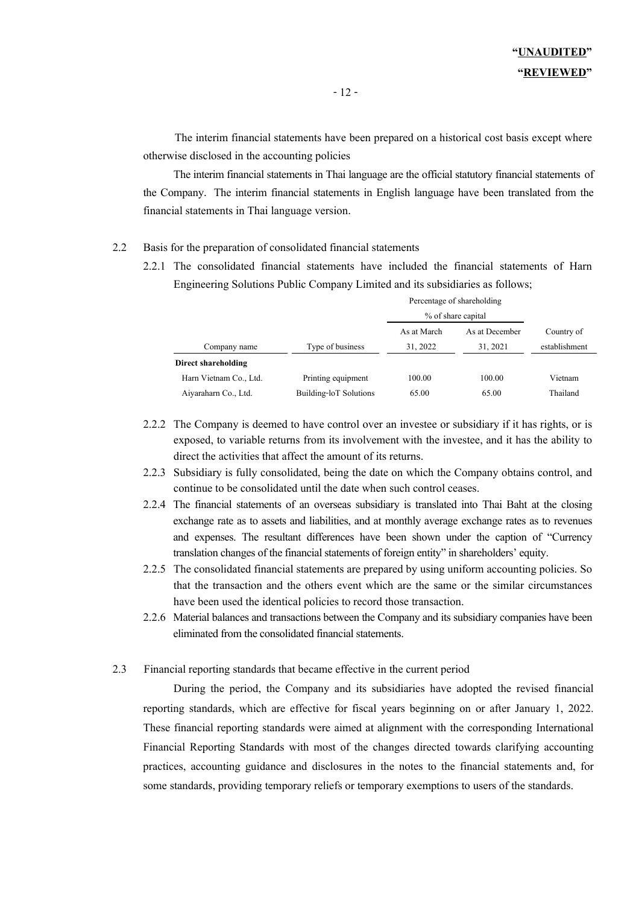**"UNAUDITED"**
**"REVIEWED"**

The interim financial statements have been prepared on a historical cost basis except where otherwise disclosed in the accounting policies

The interim financial statements in Thai language are the official statutory financial statements of the Company. The interim financial statements in English language have been translated from the financial statements in Thai language version.

2.2 Basis for the preparation of consolidated financial statements

2.2.1 The consolidated financial statements have included the financial statements of Harn Engineering Solutions Public Company Limited and its subsidiaries as follows;

| Company name | Type of business | Percentage of shareholding % of share capital As at March 31, 2022 | As at December 31, 2021 | Country of establishment |
|---|---|---|---|---|
| **Direct shareholding** | | | | |
| Harn Vietnam Co., Ltd. | Printing equipment | 100.00 | 100.00 | Vietnam |
| Aiyaraharn Co., Ltd. | Building-loT Solutions | 65.00 | 65.00 | Thailand |

2.2.2 The Company is deemed to have control over an investee or subsidiary if it has rights, or is exposed, to variable returns from its involvement with the investee, and it has the ability to direct the activities that affect the amount of its returns.

2.2.3 Subsidiary is fully consolidated, being the date on which the Company obtains control, and continue to be consolidated until the date when such control ceases.

2.2.4 The financial statements of an overseas subsidiary is translated into Thai Baht at the closing exchange rate as to assets and liabilities, and at monthly average exchange rates as to revenues and expenses. The resultant differences have been shown under the caption of "Currency translation changes of the financial statements of foreign entity" in shareholders' equity.

2.2.5 The consolidated financial statements are prepared by using uniform accounting policies. So that the transaction and the others event which are the same or the similar circumstances have been used the identical policies to record those transaction.

2.2.6 Material balances and transactions between the Company and its subsidiary companies have been eliminated from the consolidated financial statements.

2.3 Financial reporting standards that became effective in the current period

During the period, the Company and its subsidiaries have adopted the revised financial reporting standards, which are effective for fiscal years beginning on or after January 1, 2022. These financial reporting standards were aimed at alignment with the corresponding International Financial Reporting Standards with most of the changes directed towards clarifying accounting practices, accounting guidance and disclosures in the notes to the financial statements and, for some standards, providing temporary reliefs or temporary exemptions to users of the standards.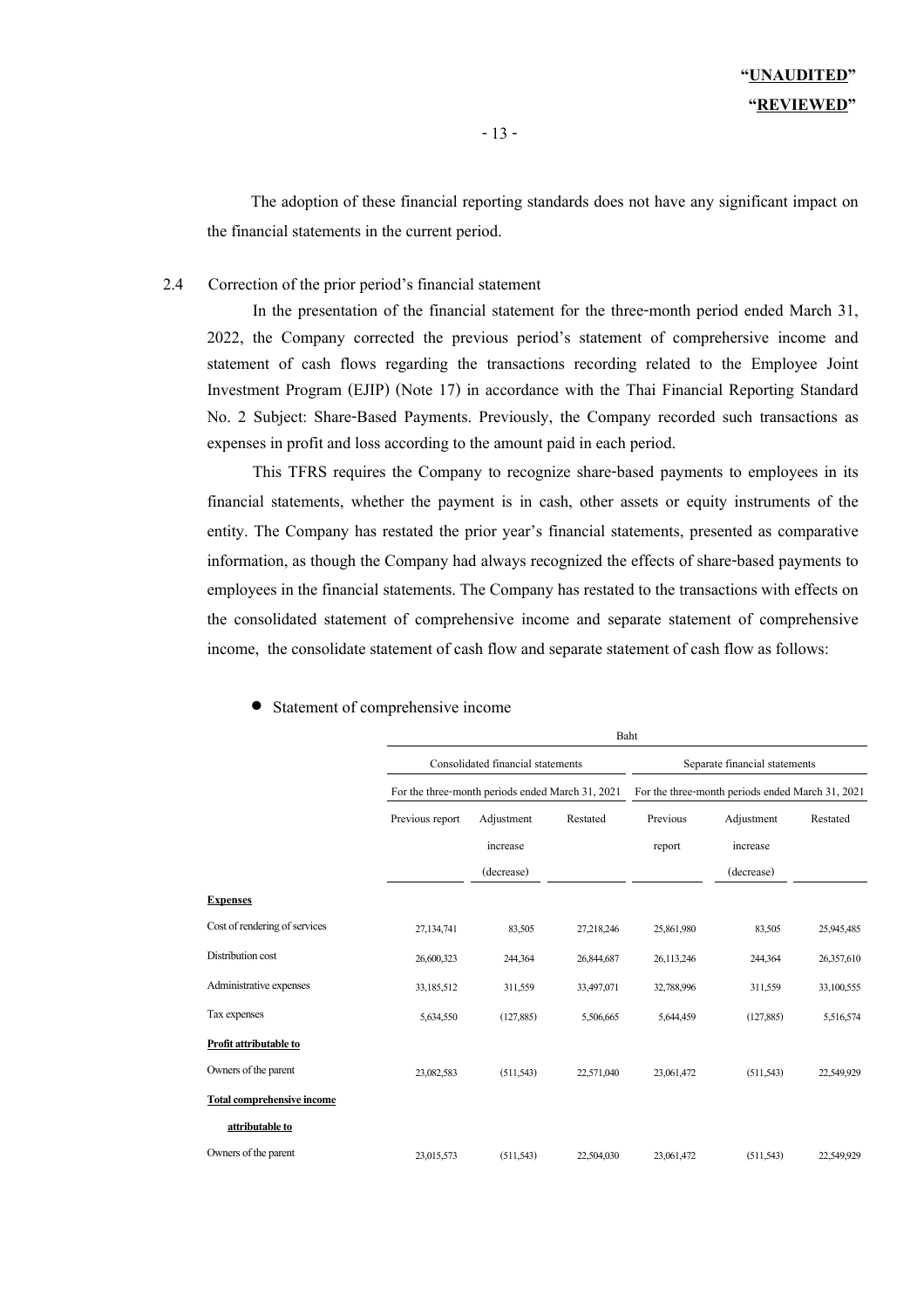The adoption of these financial reporting standards does not have any significant impact on the financial statements in the current period.

2.4 Correction of the prior period's financial statement

In the presentation of the financial statement for the three-month period ended March 31, 2022, the Company corrected the previous period's statement of comprehersive income and statement of cash flows regarding the transactions recording related to the Employee Joint Investment Program (EJIP) (Note 17) in accordance with the Thai Financial Reporting Standard No. 2 Subject: Share-Based Payments. Previously, the Company recorded such transactions as expenses in profit and loss according to the amount paid in each period.

This TFRS requires the Company to recognize share-based payments to employees in its financial statements, whether the payment is in cash, other assets or equity instruments of the entity. The Company has restated the prior year's financial statements, presented as comparative information, as though the Company had always recognized the effects of share-based payments to employees in the financial statements. The Company has restated to the transactions with effects on the consolidated statement of comprehensive income and separate statement of comprehensive income, the consolidate statement of cash flow and separate statement of cash flow as follows:

- Statement of comprehensive income

| | Baht | | | | | |
|---|---|---|---|---|---|---|
| | Consolidated financial statements | | | Separate financial statements | | |
| | For the three-month periods ended March 31, 2021 | | | For the three-month periods ended March 31, 2021 | | |
| | Previous report | Adjustment increase (decrease) | Restated | Previous report | Adjustment increase (decrease) | Restated |
| **Expenses** | | | | | | |
| Cost of rendering of services | 27,134,741 | 83,505 | 27,218,246 | 25,861,980 | 83,505 | 25,945,485 |
| Distribution cost | 26,600,323 | 244,364 | 26,844,687 | 26,113,246 | 244,364 | 26,357,610 |
| Administrative expenses | 33,185,512 | 311,559 | 33,497,071 | 32,788,996 | 311,559 | 33,100,555 |
| Tax expenses | 5,634,550 | (127,885) | 5,506,665 | 5,644,459 | (127,885) | 5,516,574 |
| **Profit attributable to** | | | | | | |
| Owners of the parent | 23,082,583 | (511,543) | 22,571,040 | 23,061,472 | (511,543) | 22,549,929 |
| **Total comprehensive income attributable to** | | | | | | |
| Owners of the parent | 23,015,573 | (511,543) | 22,504,030 | 23,061,472 | (511,543) | 22,549,929 |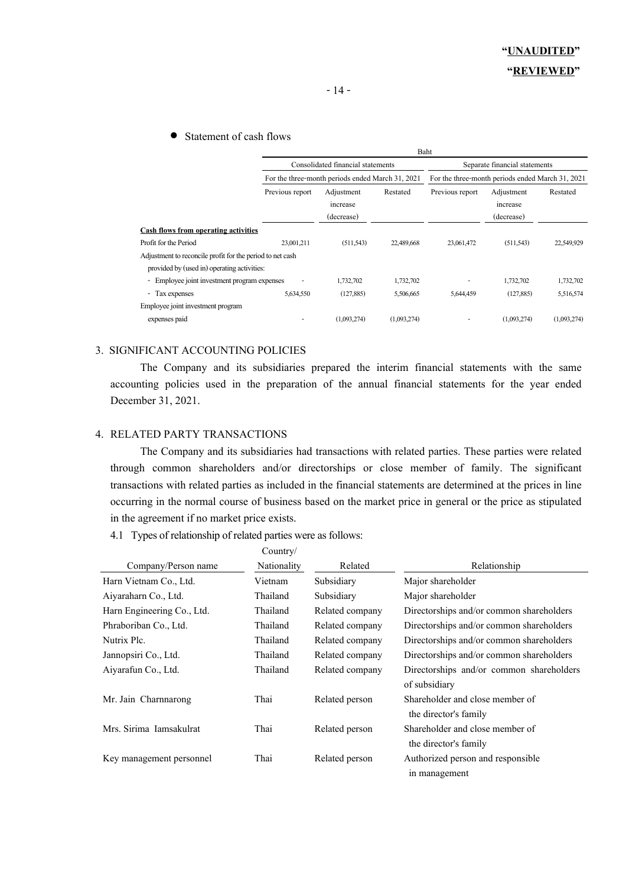**"UNAUDITED"**

**"REVIEWED"**

- Statement of cash flows

| | Baht | | | | | |
|---|---|---|---|---|---|---|
| | Consolidated financial statements | | | Separate financial statements | | |
| | For the three-month periods ended March 31, 2021 | | | For the three-month periods ended March 31, 2021 | | |
| | Previous report | Adjustment increase (decrease) | Restated | Previous report | Adjustment increase (decrease) | Restated |
| **Cash flows from operating activities** | | | | | | |
| Profit for the Period | 23,001,211 | (511,543) | 22,489,668 | 23,061,472 | (511,543) | 22,549,929 |
| Adjustment to reconcile profit for the period to net cash provided by (used in) operating activities: | | | | | | |
| - Employee joint investment program expenses | - | 1,732,702 | 1,732,702 | - | 1,732,702 | 1,732,702 |
| - Tax expenses | 5,634,550 | (127,885) | 5,506,665 | 5,644,459 | (127,885) | 5,516,574 |
| Employee joint investment program expenses paid | - | (1,093,274) | (1,093,274) | - | (1,093,274) | (1,093,274) |

3. SIGNIFICANT ACCOUNTING POLICIES

The Company and its subsidiaries prepared the interim financial statements with the same accounting policies used in the preparation of the annual financial statements for the year ended December 31, 2021.

4. RELATED PARTY TRANSACTIONS

The Company and its subsidiaries had transactions with related parties. These parties were related through common shareholders and/or directorships or close member of family. The significant transactions with related parties as included in the financial statements are determined at the prices in line occurring in the normal course of business based on the market price in general or the price as stipulated in the agreement if no market price exists.

4.1 Types of relationship of related parties were as follows:

| Company/Person name | Country/ Nationality | Related | Relationship |
|---|---|---|---|
| Harn Vietnam Co., Ltd. | Vietnam | Subsidiary | Major shareholder |
| Aiyaraharn Co., Ltd. | Thailand | Subsidiary | Major shareholder |
| Harn Engineering Co., Ltd. | Thailand | Related company | Directorships and/or common shareholders |
| Phraboriban Co., Ltd. | Thailand | Related company | Directorships and/or common shareholders |
| Nutrix Plc. | Thailand | Related company | Directorships and/or common shareholders |
| Jannopsiri Co., Ltd. | Thailand | Related company | Directorships and/or common shareholders |
| Aiyarafun Co., Ltd. | Thailand | Related company | Directorships and/or common shareholders of subsidiary |
| Mr. Jain Charnnarong | Thai | Related person | Shareholder and close member of the director's family |
| Mrs. Sirima Iamsakulrat | Thai | Related person | Shareholder and close member of the director's family |
| Key management personnel | Thai | Related person | Authorized person and responsible in management |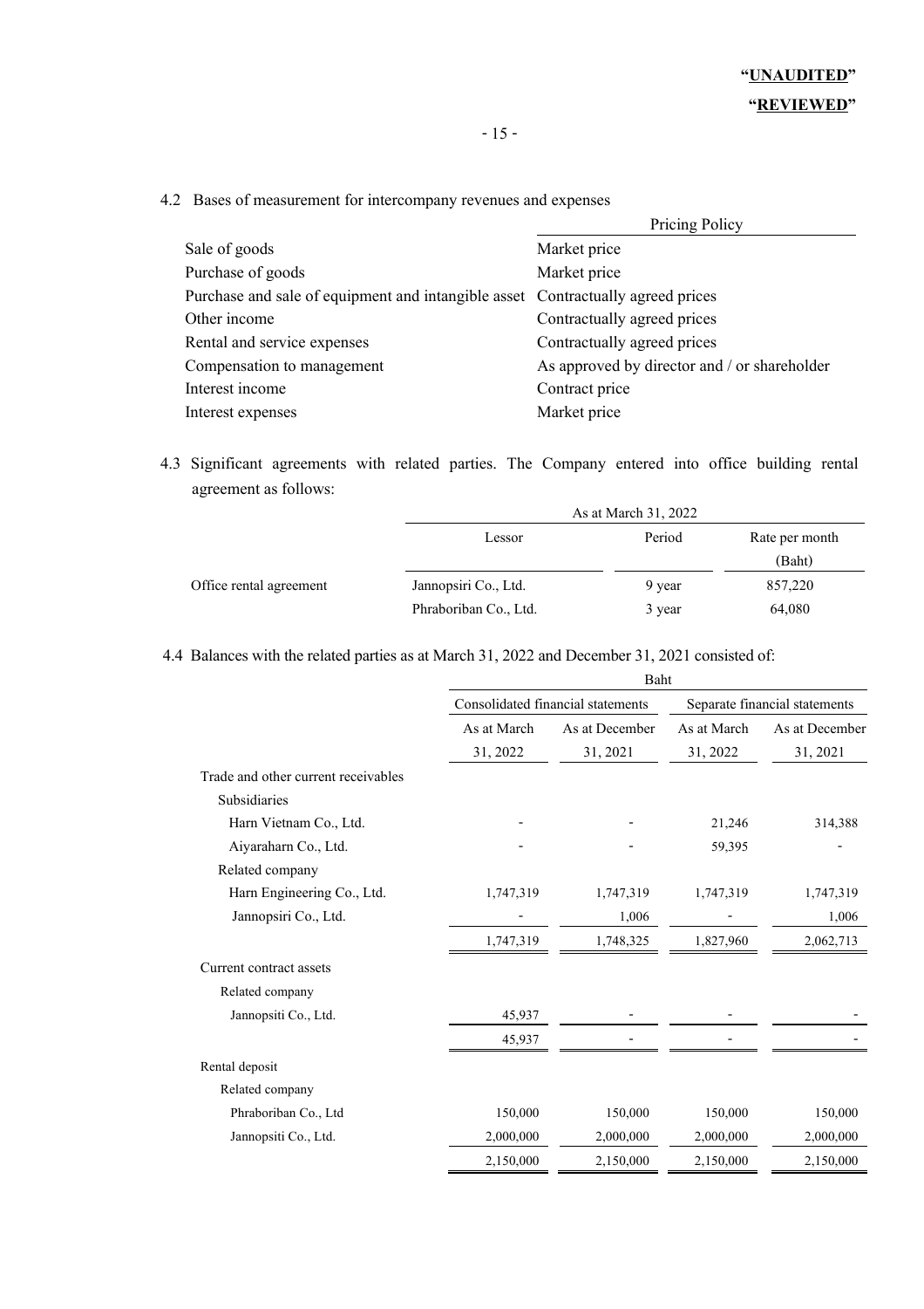4.2 Bases of measurement for intercompany revenues and expenses

| | Pricing Policy |
|---|---|
| Sale of goods | Market price |
| Purchase of goods | Market price |
| Purchase and sale of equipment and intangible asset | Contractually agreed prices |
| Other income | Contractually agreed prices |
| Rental and service expenses | Contractually agreed prices |
| Compensation to management | As approved by director and / or shareholder |
| Interest income | Contract price |
| Interest expenses | Market price |

4.3 Significant agreements with related parties. The Company entered into office building rental agreement as follows:

| | As at March 31, 2022 | | |
|---|---|---|---|
| | Lessor | Period | Rate per month (Baht) |
| Office rental agreement | Jannopsiri Co., Ltd. | 9 year | 857,220 |
| | Phraboriban Co., Ltd. | 3 year | 64,080 |

4.4 Balances with the related parties as at March 31, 2022 and December 31, 2021 consisted of:

| | Baht | | | |
|---|---|---|---|---|
| | Consolidated financial statements | | Separate financial statements | |
| | As at March 31, 2022 | As at December 31, 2021 | As at March 31, 2022 | As at December 31, 2021 |
| Trade and other current receivables | | | | |
| Subsidiaries | | | | |
| Harn Vietnam Co., Ltd. | - | - | 21,246 | 314,388 |
| Aiyaraharn Co., Ltd. | - | - | 59,395 | - |
| Related company | | | | |
| Harn Engineering Co., Ltd. | 1,747,319 | 1,747,319 | 1,747,319 | 1,747,319 |
| Jannopsiri Co., Ltd. | - | 1,006 | - | 1,006 |
| | 1,747,319 | 1,748,325 | 1,827,960 | 2,062,713 |
| Current contract assets | | | | |
| Related company | | | | |
| Jannopsiti Co., Ltd. | 45,937 | - | - | - |
| | 45,937 | - | - | - |
| Rental deposit | | | | |
| Related company | | | | |
| Phraboriban Co., Ltd | 150,000 | 150,000 | 150,000 | 150,000 |
| Jannopsiti Co., Ltd. | 2,000,000 | 2,000,000 | 2,000,000 | 2,000,000 |
| | 2,150,000 | 2,150,000 | 2,150,000 | 2,150,000 |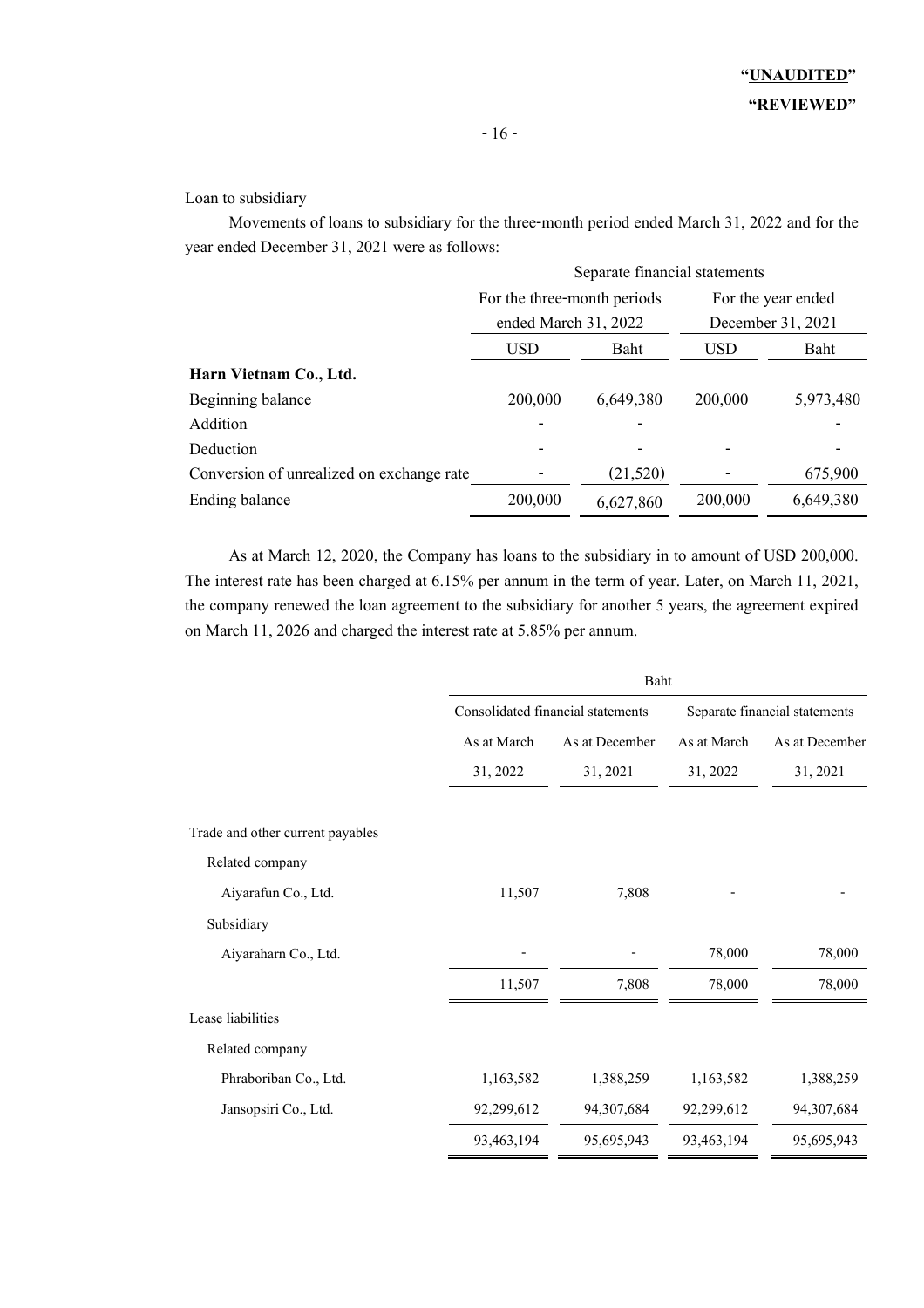Loan to subsidiary

Movements of loans to subsidiary for the three-month period ended March 31, 2022 and for the year ended December 31, 2021 were as follows:

| | Separate financial statements | | | |
|---|---|---|---|---|
| | For the three-month periods ended March 31, 2022 | | For the year ended December 31, 2021 | |
| | USD | Baht | USD | Baht |
| **Harn Vietnam Co., Ltd.** | | | | |
| Beginning balance | 200,000 | 6,649,380 | 200,000 | 5,973,480 |
| Addition | - | - | - | - |
| Deduction | - | - | - | - |
| Conversion of unrealized on exchange rate | - | (21,520) | - | 675,900 |
| Ending balance | 200,000 | 6,627,860 | 200,000 | 6,649,380 |

As at March 12, 2020, the Company has loans to the subsidiary in to amount of USD 200,000. The interest rate has been charged at 6.15% per annum in the term of year. Later, on March 11, 2021, the company renewed the loan agreement to the subsidiary for another 5 years, the agreement expired on March 11, 2026 and charged the interest rate at 5.85% per annum.

| | Baht | | | |
|---|---|---|---|---|
| | Consolidated financial statements | | Separate financial statements | |
| | As at March 31, 2022 | As at December 31, 2021 | As at March 31, 2022 | As at December 31, 2021 |
| Trade and other current payables | | | | |
| Related company | | | | |
| Aiyarafun Co., Ltd. | 11,507 | 7,808 | - | - |
| Subsidiary | | | | |
| Aiyaraharn Co., Ltd. | - | - | 78,000 | 78,000 |
| | 11,507 | 7,808 | 78,000 | 78,000 |
| Lease liabilities | | | | |
| Related company | | | | |
| Phraboriban Co., Ltd. | 1,163,582 | 1,388,259 | 1,163,582 | 1,388,259 |
| Jansopsiri Co., Ltd. | 92,299,612 | 94,307,684 | 92,299,612 | 94,307,684 |
| | 93,463,194 | 95,695,943 | 93,463,194 | 95,695,943 |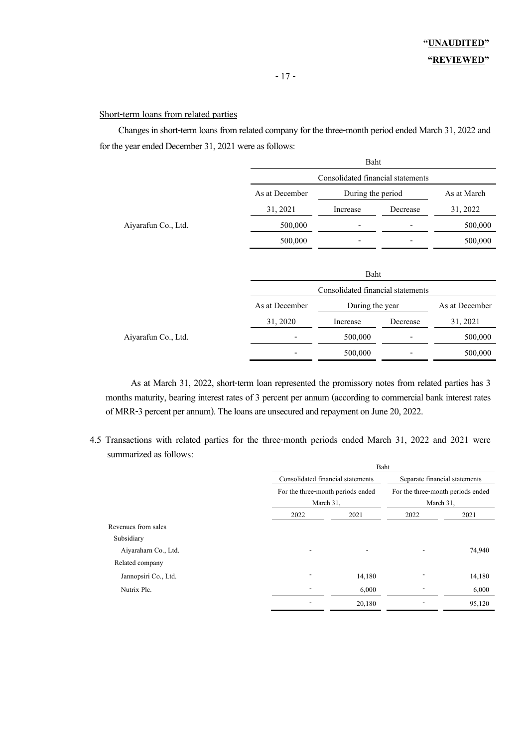"UNAUDITED"

"REVIEWED"

Short-term loans from related parties

Changes in short-term loans from related company for the three-month period ended March 31, 2022 and for the year ended December 31, 2021 were as follows:

| | Baht | | | |
|---|---|---|---|---|
| | Consolidated financial statements | | | |
| | As at December 31, 2021 | During the period | | As at March 31, 2022 |
| | | Increase | Decrease | |
| Aiyarafun Co., Ltd. | 500,000 | - | - | 500,000 |
| | 500,000 | - | - | 500,000 |

| | Baht | | | |
|---|---|---|---|---|
| | Consolidated financial statements | | | |
| | As at December 31, 2020 | During the year | | As at December 31, 2021 |
| | | Increase | Decrease | |
| Aiyarafun Co., Ltd. | - | 500,000 | - | 500,000 |
| | - | 500,000 | - | 500,000 |

As at March 31, 2022, short-term loan represented the promissory notes from related parties has 3 months maturity, bearing interest rates of 3 percent per annum (according to commercial bank interest rates of MRR-3 percent per annum). The loans are unsecured and repayment on June 20, 2022.

4.5 Transactions with related parties for the three-month periods ended March 31, 2022 and 2021 were summarized as follows:

| | Baht | | | |
|---|---|---|---|---|
| | Consolidated financial statements | | Separate financial statements | |
| | For the three-month periods ended March 31, | | For the three-month periods ended March 31, | |
| | 2022 | 2021 | 2022 | 2021 |
| Revenues from sales | | | | |
| Subsidiary | | | | |
| Aiyaraharn Co., Ltd. | - | - | - | 74,940 |
| Related company | | | | |
| Jannopsiri Co., Ltd. | - | 14,180 | - | 14,180 |
| Nutrix Plc. | - | 6,000 | - | 6,000 |
| | - | 20,180 | - | 95,120 |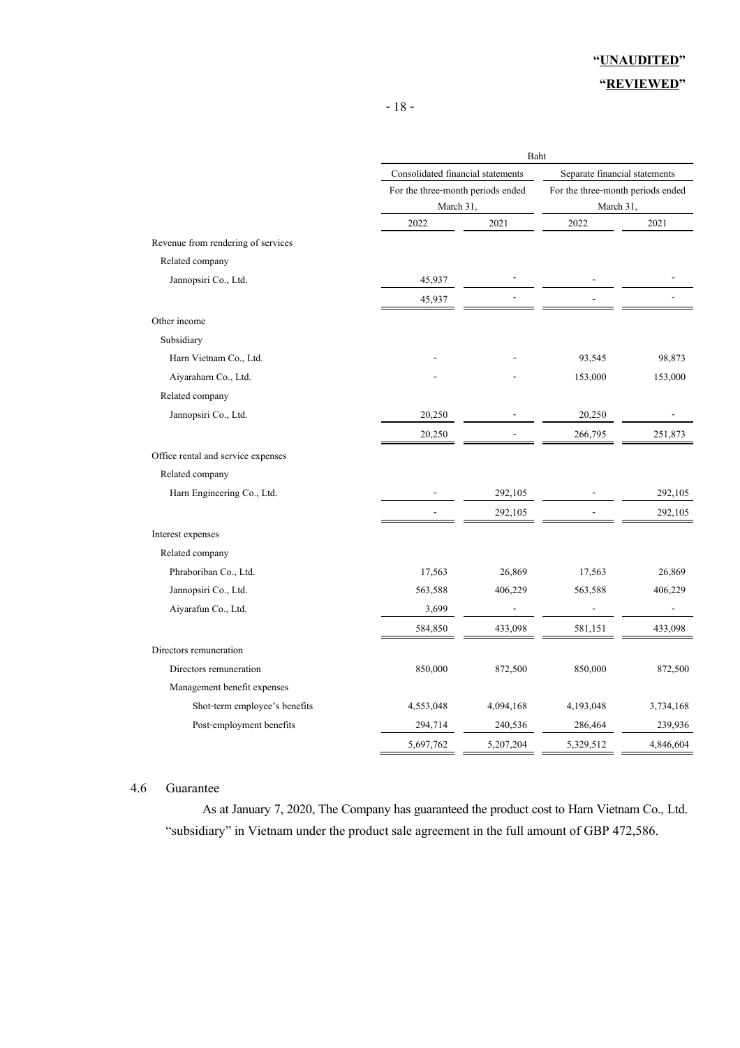**"UNAUDITED"**

**"REVIEWED"**

| | Baht | | | |
|---|---|---|---|---|
| | Consolidated financial statements | | Separate financial statements | |
| | For the three-month periods ended March 31, | | For the three-month periods ended March 31, | |
| | 2022 | 2021 | 2022 | 2021 |
| Revenue from rendering of services | | | | |
| Related company | | | | |
| Jannopsiri Co., Ltd. | 45,937 | - | - | - |
| | 45,937 | - | - | - |
| Other income | | | | |
| Subsidiary | | | | |
| Harn Vietnam Co., Ltd. | - | - | 93,545 | 98,873 |
| Aiyaraharn Co., Ltd. | - | - | 153,000 | 153,000 |
| Related company | | | | |
| Jannopsiri Co., Ltd. | 20,250 | - | 20,250 | - |
| | 20,250 | - | 266,795 | 251,873 |
| Office rental and service expenses | | | | |
| Related company | | | | |
| Harn Engineering Co., Ltd. | - | 292,105 | - | 292,105 |
| | - | 292,105 | - | 292,105 |
| Interest expenses | | | | |
| Related company | | | | |
| Phraboriban Co., Ltd. | 17,563 | 26,869 | 17,563 | 26,869 |
| Jannopsiri Co., Ltd. | 563,588 | 406,229 | 563,588 | 406,229 |
| Aiyarafun Co., Ltd. | 3,699 | - | - | - |
| | 584,850 | 433,098 | 581,151 | 433,098 |
| Directors remuneration | | | | |
| Directors remuneration | 850,000 | 872,500 | 850,000 | 872,500 |
| Management benefit expenses | | | | |
| Shot-term employee's benefits | 4,553,048 | 4,094,168 | 4,193,048 | 3,734,168 |
| Post-employment benefits | 294,714 | 240,536 | 286,464 | 239,936 |
| | 5,697,762 | 5,207,204 | 5,329,512 | 4,846,604 |

4.6 Guarantee

As at January 7, 2020, The Company has guaranteed the product cost to Harn Vietnam Co., Ltd. "subsidiary" in Vietnam under the product sale agreement in the full amount of GBP 472,586.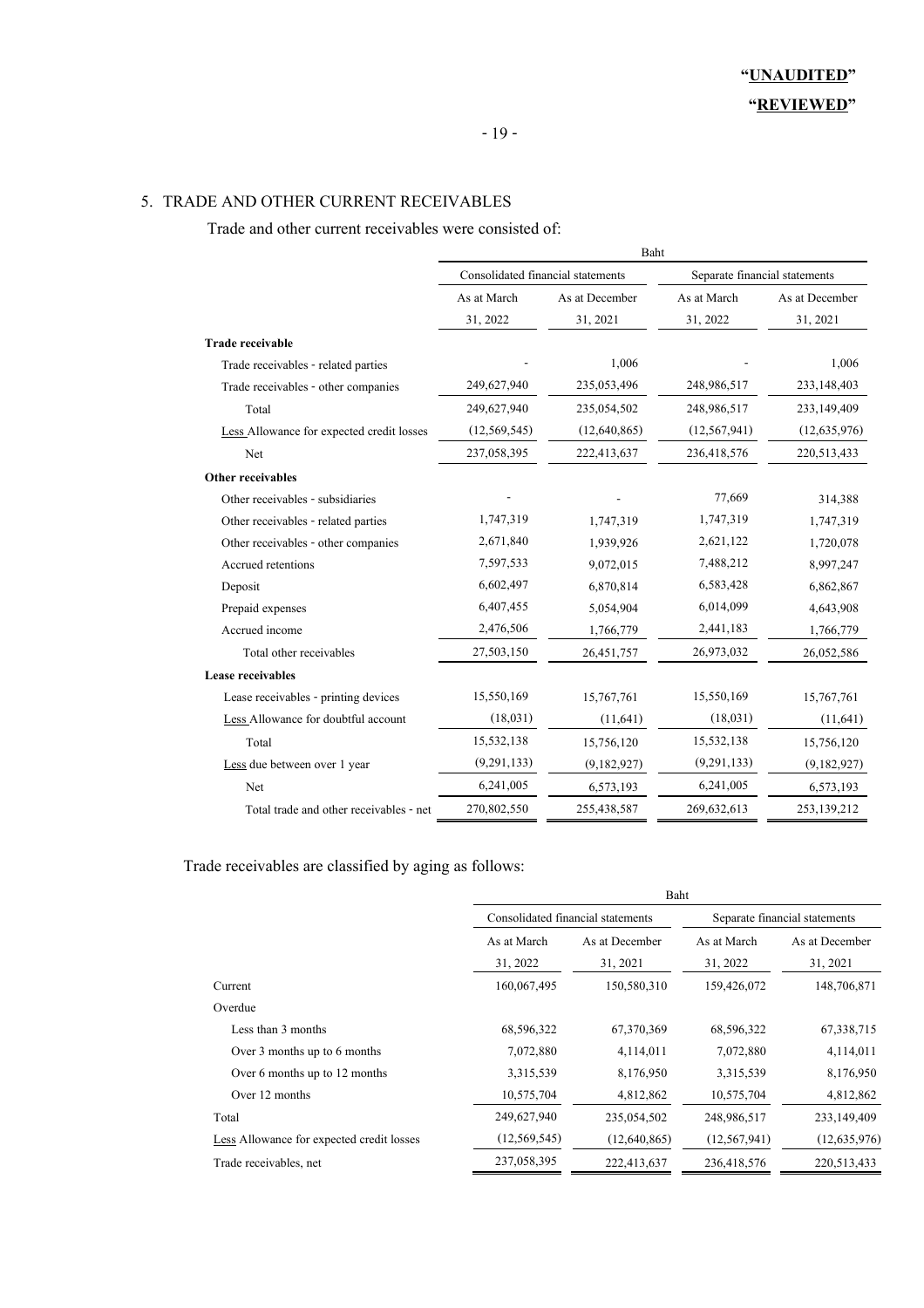"**UNAUDITED**"

"**REVIEWED**"

## 5. TRADE AND OTHER CURRENT RECEIVABLES

Trade and other current receivables were consisted of:

| | Baht | | | |
|---|---|---|---|---|
| | Consolidated financial statements | | Separate financial statements | |
| | As at March 31, 2022 | As at December 31, 2021 | As at March 31, 2022 | As at December 31, 2021 |
| **Trade receivable** | | | | |
| Trade receivables - related parties | - | 1,006 | - | 1,006 |
| Trade receivables - other companies | 249,627,940 | 235,053,496 | 248,986,517 | 233,148,403 |
| Total | 249,627,940 | 235,054,502 | 248,986,517 | 233,149,409 |
| Less Allowance for expected credit losses | (12,569,545) | (12,640,865) | (12,567,941) | (12,635,976) |
| Net | 237,058,395 | 222,413,637 | 236,418,576 | 220,513,433 |
| **Other receivables** | | | | |
| Other receivables - subsidiaries | - | - | 77,669 | 314,388 |
| Other receivables - related parties | 1,747,319 | 1,747,319 | 1,747,319 | 1,747,319 |
| Other receivables - other companies | 2,671,840 | 1,939,926 | 2,621,122 | 1,720,078 |
| Accrued retentions | 7,597,533 | 9,072,015 | 7,488,212 | 8,997,247 |
| Deposit | 6,602,497 | 6,870,814 | 6,583,428 | 6,862,867 |
| Prepaid expenses | 6,407,455 | 5,054,904 | 6,014,099 | 4,643,908 |
| Accrued income | 2,476,506 | 1,766,779 | 2,441,183 | 1,766,779 |
| Total other receivables | 27,503,150 | 26,451,757 | 26,973,032 | 26,052,586 |
| **Lease receivables** | | | | |
| Lease receivables - printing devices | 15,550,169 | 15,767,761 | 15,550,169 | 15,767,761 |
| Less Allowance for doubtful account | (18,031) | (11,641) | (18,031) | (11,641) |
| Total | 15,532,138 | 15,756,120 | 15,532,138 | 15,756,120 |
| Less due between over 1 year | (9,291,133) | (9,182,927) | (9,291,133) | (9,182,927) |
| Net | 6,241,005 | 6,573,193 | 6,241,005 | 6,573,193 |
| Total trade and other receivables - net | 270,802,550 | 255,438,587 | 269,632,613 | 253,139,212 |

Trade receivables are classified by aging as follows:

| | Baht | | | |
|---|---|---|---|---|
| | Consolidated financial statements | | Separate financial statements | |
| | As at March 31, 2022 | As at December 31, 2021 | As at March 31, 2022 | As at December 31, 2021 |
| Current | 160,067,495 | 150,580,310 | 159,426,072 | 148,706,871 |
| Overdue | | | | |
| Less than 3 months | 68,596,322 | 67,370,369 | 68,596,322 | 67,338,715 |
| Over 3 months up to 6 months | 7,072,880 | 4,114,011 | 7,072,880 | 4,114,011 |
| Over 6 months up to 12 months | 3,315,539 | 8,176,950 | 3,315,539 | 8,176,950 |
| Over 12 months | 10,575,704 | 4,812,862 | 10,575,704 | 4,812,862 |
| Total | 249,627,940 | 235,054,502 | 248,986,517 | 233,149,409 |
| Less Allowance for expected credit losses | (12,569,545) | (12,640,865) | (12,567,941) | (12,635,976) |
| Trade receivables, net | 237,058,395 | 222,413,637 | 236,418,576 | 220,513,433 |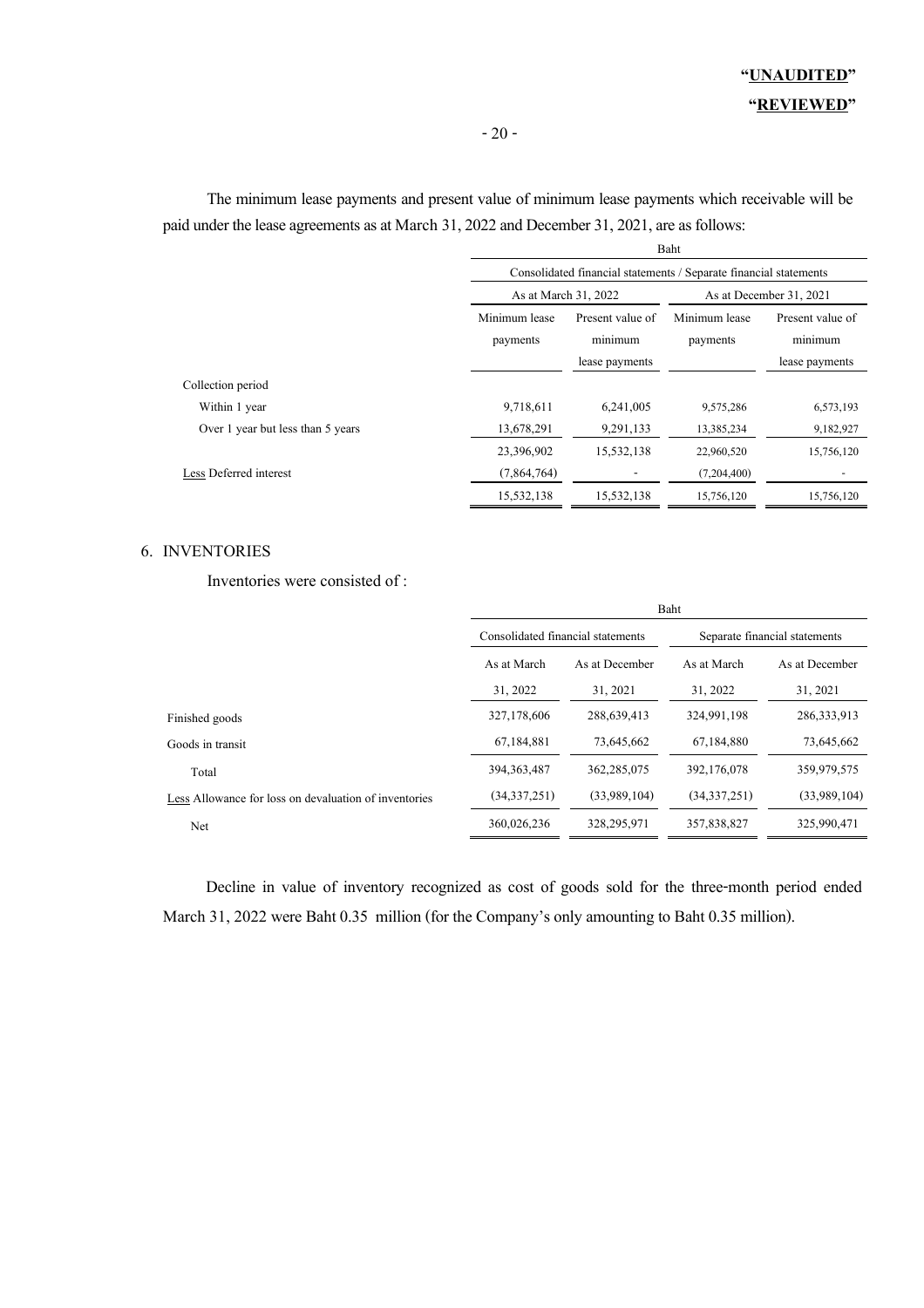"UNAUDITED"
"REVIEWED"

The minimum lease payments and present value of minimum lease payments which receivable will be paid under the lease agreements as at March 31, 2022 and December 31, 2021, are as follows:

| | Baht | | | |
|---|---|---|---|---|
| | Consolidated financial statements / Separate financial statements | | | |
| | As at March 31, 2022 | | As at December 31, 2021 | |
| | Minimum lease payments | Present value of minimum lease payments | Minimum lease payments | Present value of minimum lease payments |
| Collection period | | | | |
| Within 1 year | 9,718,611 | 6,241,005 | 9,575,286 | 6,573,193 |
| Over 1 year but less than 5 years | 13,678,291 | 9,291,133 | 13,385,234 | 9,182,927 |
| | 23,396,902 | 15,532,138 | 22,960,520 | 15,756,120 |
| Less Deferred interest | (7,864,764) | - | (7,204,400) | - |
| | 15,532,138 | 15,532,138 | 15,756,120 | 15,756,120 |

## 6. INVENTORIES

Inventories were consisted of :

| | Baht | | | |
|---|---|---|---|---|
| | Consolidated financial statements | | Separate financial statements | |
| | As at March 31, 2022 | As at December 31, 2021 | As at March 31, 2022 | As at December 31, 2021 |
| Finished goods | 327,178,606 | 288,639,413 | 324,991,198 | 286,333,913 |
| Goods in transit | 67,184,881 | 73,645,662 | 67,184,880 | 73,645,662 |
| Total | 394,363,487 | 362,285,075 | 392,176,078 | 359,979,575 |
| Less Allowance for loss on devaluation of inventories | (34,337,251) | (33,989,104) | (34,337,251) | (33,989,104) |
| Net | 360,026,236 | 328,295,971 | 357,838,827 | 325,990,471 |

Decline in value of inventory recognized as cost of goods sold for the three-month period ended March 31, 2022 were Baht 0.35 million (for the Company's only amounting to Baht 0.35 million).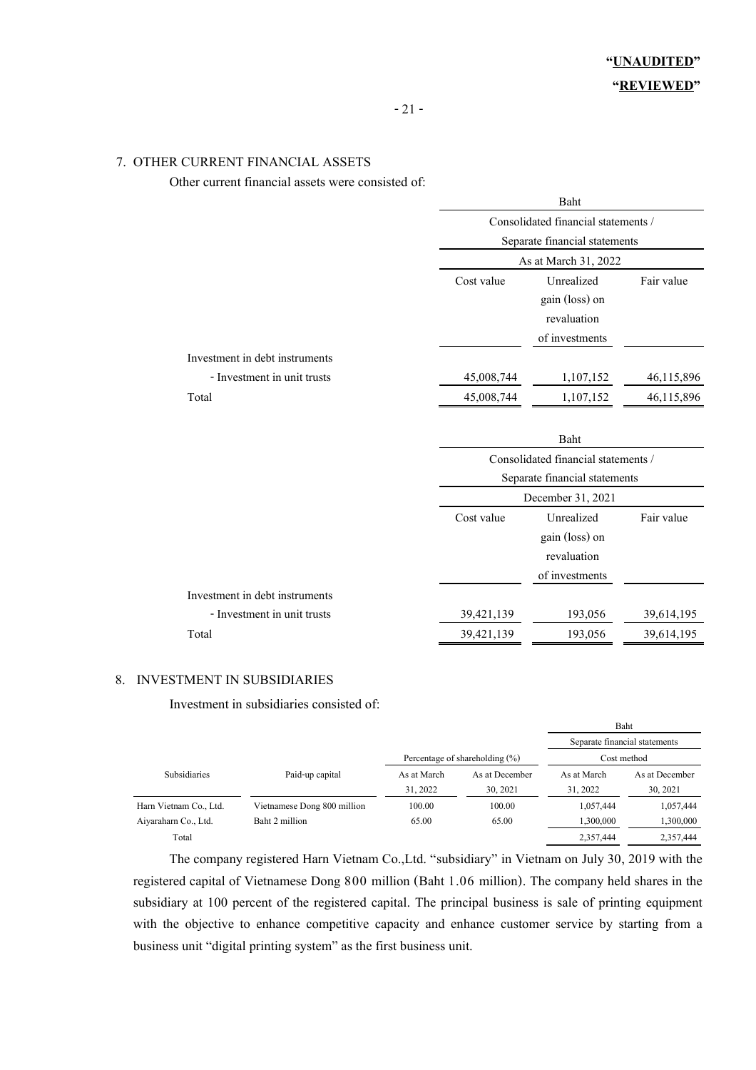## 7. OTHER CURRENT FINANCIAL ASSETS

Other current financial assets were consisted of:

| | Baht | | |
|---|---|---|---|
| | Consolidated financial statements / Separate financial statements | | |
| | As at March 31, 2022 | | |
| | Cost value | Unrealized gain (loss) on revaluation of investments | Fair value |
| Investment in debt instruments | | | |
| - Investment in unit trusts | 45,008,744 | 1,107,152 | 46,115,896 |
| Total | 45,008,744 | 1,107,152 | 46,115,896 |

| | Baht | | |
|---|---|---|---|
| | Consolidated financial statements / Separate financial statements | | |
| | December 31, 2021 | | |
| | Cost value | Unrealized gain (loss) on revaluation of investments | Fair value |
| Investment in debt instruments | | | |
| - Investment in unit trusts | 39,421,139 | 193,056 | 39,614,195 |
| Total | 39,421,139 | 193,056 | 39,614,195 |

## 8. INVESTMENT IN SUBSIDIARIES

Investment in subsidiaries consisted of:

| | | | | Baht | |
|---|---|---|---|---|---|
| | | | | Separate financial statements | |
| | | Percentage of shareholding (%) | | Cost method | |
| Subsidiaries | Paid-up capital | As at March 31, 2022 | As at December 30, 2021 | As at March 31, 2022 | As at December 30, 2021 |
| Harn Vietnam Co., Ltd. | Vietnamese Dong 800 million | 100.00 | 100.00 | 1,057,444 | 1,057,444 |
| Aiyaraharn Co., Ltd. | Baht 2 million | 65.00 | 65.00 | 1,300,000 | 1,300,000 |
| Total | | | | 2,357,444 | 2,357,444 |

The company registered Harn Vietnam Co.,Ltd. "subsidiary" in Vietnam on July 30, 2019 with the registered capital of Vietnamese Dong 800 million (Baht 1.06 million). The company held shares in the subsidiary at 100 percent of the registered capital. The principal business is sale of printing equipment with the objective to enhance competitive capacity and enhance customer service by starting from a business unit "digital printing system" as the first business unit.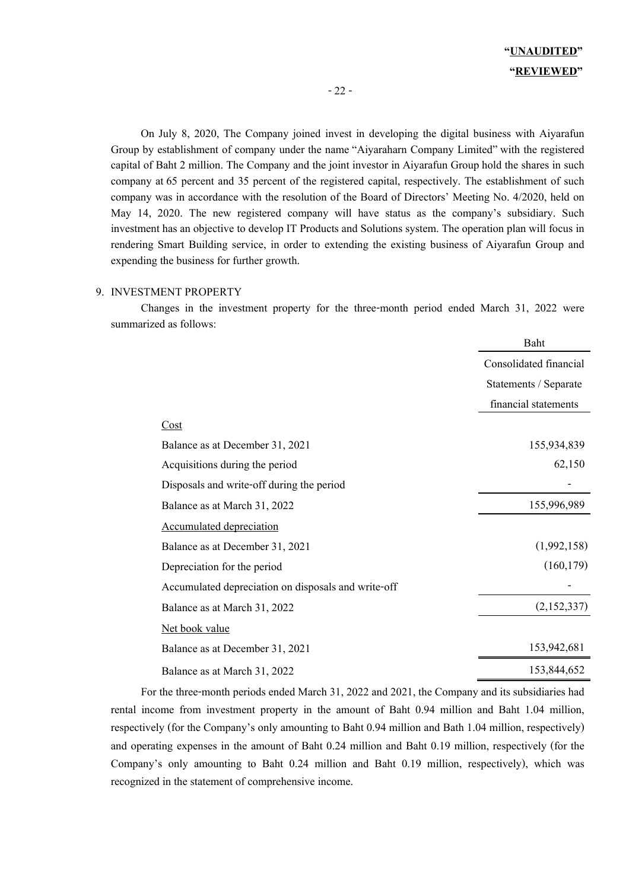On July 8, 2020, The Company joined invest in developing the digital business with Aiyarafun Group by establishment of company under the name "Aiyaraharn Company Limited" with the registered capital of Baht 2 million. The Company and the joint investor in Aiyarafun Group hold the shares in such company at 65 percent and 35 percent of the registered capital, respectively. The establishment of such company was in accordance with the resolution of the Board of Directors' Meeting No. 4/2020, held on May 14, 2020. The new registered company will have status as the company's subsidiary. Such investment has an objective to develop IT Products and Solutions system. The operation plan will focus in rendering Smart Building service, in order to extending the existing business of Aiyarafun Group and expending the business for further growth.

9. INVESTMENT PROPERTY

Changes in the investment property for the three-month period ended March 31, 2022 were summarized as follows:

| | Baht |
|---|---|
| | Consolidated financial Statements / Separate financial statements |
| Cost | |
| Balance as at December 31, 2021 | 155,934,839 |
| Acquisitions during the period | 62,150 |
| Disposals and write-off during the period | - |
| Balance as at March 31, 2022 | 155,996,989 |
| Accumulated depreciation | |
| Balance as at December 31, 2021 | (1,992,158) |
| Depreciation for the period | (160,179) |
| Accumulated depreciation on disposals and write-off | - |
| Balance as at March 31, 2022 | (2,152,337) |
| Net book value | |
| Balance as at December 31, 2021 | 153,942,681 |
| Balance as at March 31, 2022 | 153,844,652 |

For the three-month periods ended March 31, 2022 and 2021, the Company and its subsidiaries had rental income from investment property in the amount of Baht 0.94 million and Baht 1.04 million, respectively (for the Company's only amounting to Baht 0.94 million and Bath 1.04 million, respectively) and operating expenses in the amount of Baht 0.24 million and Baht 0.19 million, respectively (for the Company's only amounting to Baht 0.24 million and Baht 0.19 million, respectively), which was recognized in the statement of comprehensive income.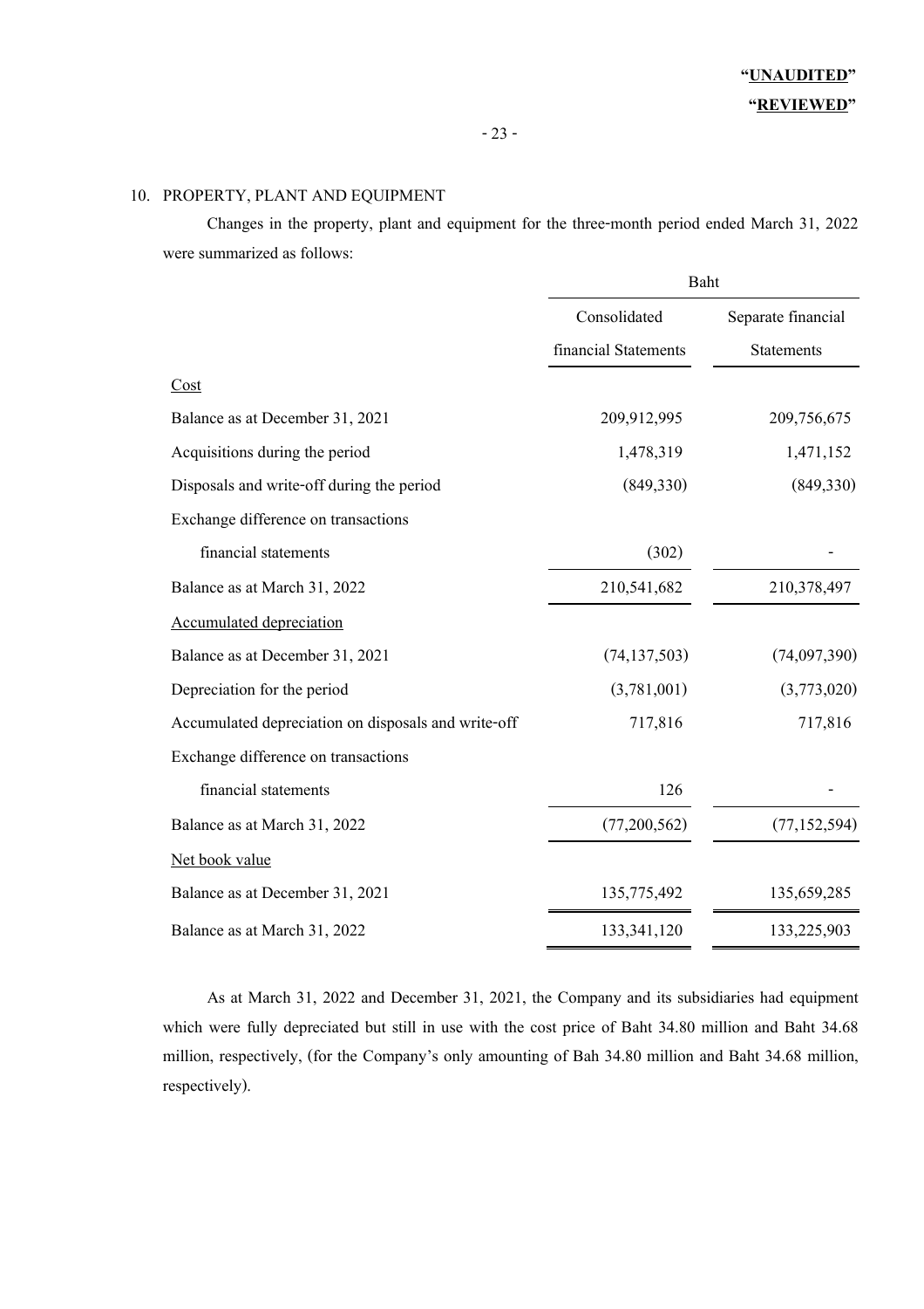"**UNAUDITED**"

"**REVIEWED**"

## 10. PROPERTY, PLANT AND EQUIPMENT

Changes in the property, plant and equipment for the three-month period ended March 31, 2022 were summarized as follows:

| | Baht | |
|---|---|---|
| | Consolidated financial Statements | Separate financial Statements |
| Cost | | |
| Balance as at December 31, 2021 | 209,912,995 | 209,756,675 |
| Acquisitions during the period | 1,478,319 | 1,471,152 |
| Disposals and write-off during the period | (849,330) | (849,330) |
| Exchange difference on transactions financial statements | (302) | - |
| Balance as at March 31, 2022 | 210,541,682 | 210,378,497 |
| Accumulated depreciation | | |
| Balance as at December 31, 2021 | (74,137,503) | (74,097,390) |
| Depreciation for the period | (3,781,001) | (3,773,020) |
| Accumulated depreciation on disposals and write-off | 717,816 | 717,816 |
| Exchange difference on transactions financial statements | 126 | - |
| Balance as at March 31, 2022 | (77,200,562) | (77,152,594) |
| Net book value | | |
| Balance as at December 31, 2021 | 135,775,492 | 135,659,285 |
| Balance as at March 31, 2022 | 133,341,120 | 133,225,903 |

As at March 31, 2022 and December 31, 2021, the Company and its subsidiaries had equipment which were fully depreciated but still in use with the cost price of Baht 34.80 million and Baht 34.68 million, respectively, (for the Company's only amounting of Bah 34.80 million and Baht 34.68 million, respectively).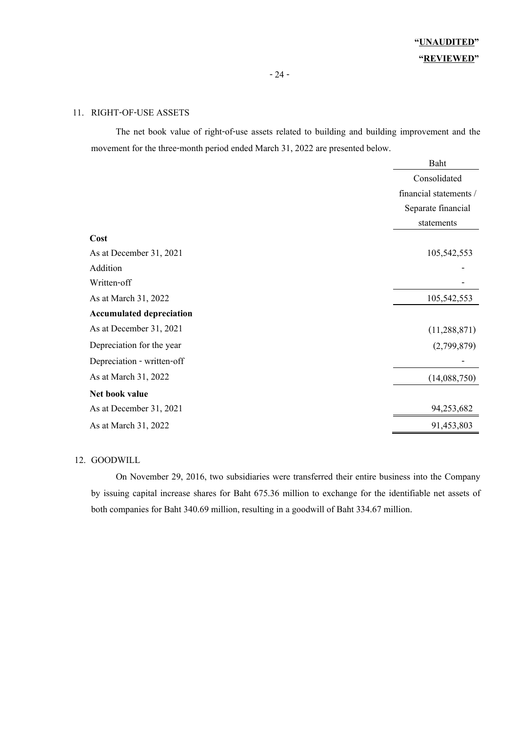"**UNAUDITED**"
"**REVIEWED**"

## 11. RIGHT-OF-USE ASSETS

The net book value of right-of-use assets related to building and building improvement and the movement for the three-month period ended March 31, 2022 are presented below.

| | Baht |
|---|---|
| | Consolidated financial statements / Separate financial statements |
| **Cost** | |
| As at December 31, 2021 | 105,542,553 |
| Addition | - |
| Written-off | - |
| As at March 31, 2022 | 105,542,553 |
| **Accumulated depreciation** | |
| As at December 31, 2021 | (11,288,871) |
| Depreciation for the year | (2,799,879) |
| Depreciation - written-off | - |
| As at March 31, 2022 | (14,088,750) |
| **Net book value** | |
| As at December 31, 2021 | 94,253,682 |
| As at March 31, 2022 | 91,453,803 |

## 12. GOODWILL

On November 29, 2016, two subsidiaries were transferred their entire business into the Company by issuing capital increase shares for Baht 675.36 million to exchange for the identifiable net assets of both companies for Baht 340.69 million, resulting in a goodwill of Baht 334.67 million.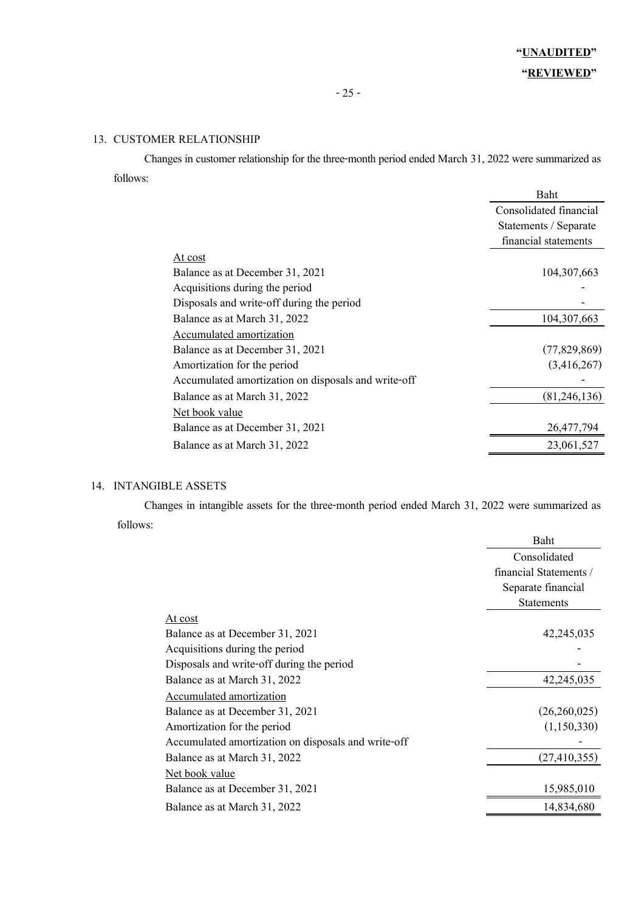**"UNAUDITED"**

**"REVIEWED"**

## 13. CUSTOMER RELATIONSHIP

Changes in customer relationship for the three-month period ended March 31, 2022 were summarized as follows:

| | Baht |
|---|---|
| | Consolidated financial Statements / Separate financial statements |
| At cost | |
| Balance as at December 31, 2021 | 104,307,663 |
| Acquisitions during the period | - |
| Disposals and write-off during the period | - |
| Balance as at March 31, 2022 | 104,307,663 |
| Accumulated amortization | |
| Balance as at December 31, 2021 | (77,829,869) |
| Amortization for the period | (3,416,267) |
| Accumulated amortization on disposals and write-off | - |
| Balance as at March 31, 2022 | (81,246,136) |
| Net book value | |
| Balance as at December 31, 2021 | 26,477,794 |
| Balance as at March 31, 2022 | 23,061,527 |

## 14. INTANGIBLE ASSETS

Changes in intangible assets for the three-month period ended March 31, 2022 were summarized as follows:

| | Baht |
|---|---|
| | Consolidated financial Statements / Separate financial Statements |
| At cost | |
| Balance as at December 31, 2021 | 42,245,035 |
| Acquisitions during the period | - |
| Disposals and write-off during the period | - |
| Balance as at March 31, 2022 | 42,245,035 |
| Accumulated amortization | |
| Balance as at December 31, 2021 | (26,260,025) |
| Amortization for the period | (1,150,330) |
| Accumulated amortization on disposals and write-off | - |
| Balance as at March 31, 2022 | (27,410,355) |
| Net book value | |
| Balance as at December 31, 2021 | 15,985,010 |
| Balance as at March 31, 2022 | 14,834,680 |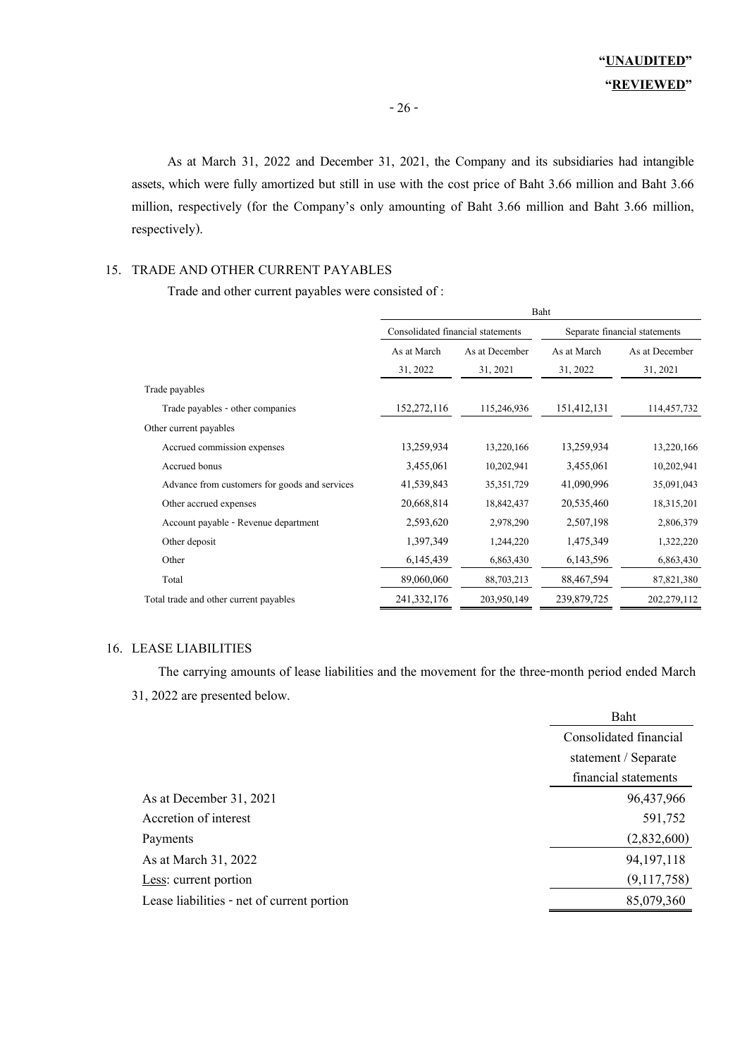As at March 31, 2022 and December 31, 2021, the Company and its subsidiaries had intangible assets, which were fully amortized but still in use with the cost price of Baht 3.66 million and Baht 3.66 million, respectively (for the Company's only amounting of Baht 3.66 million and Baht 3.66 million, respectively).

## 15. TRADE AND OTHER CURRENT PAYABLES

Trade and other current payables were consisted of :

| | Baht | | | |
|---|---|---|---|---|
| | Consolidated financial statements | | Separate financial statements | |
| | As at March 31, 2022 | As at December 31, 2021 | As at March 31, 2022 | As at December 31, 2021 |
| Trade payables | | | | |
| Trade payables - other companies | 152,272,116 | 115,246,936 | 151,412,131 | 114,457,732 |
| Other current payables | | | | |
| Accrued commission expenses | 13,259,934 | 13,220,166 | 13,259,934 | 13,220,166 |
| Accrued bonus | 3,455,061 | 10,202,941 | 3,455,061 | 10,202,941 |
| Advance from customers for goods and services | 41,539,843 | 35,351,729 | 41,090,996 | 35,091,043 |
| Other accrued expenses | 20,668,814 | 18,842,437 | 20,535,460 | 18,315,201 |
| Account payable - Revenue department | 2,593,620 | 2,978,290 | 2,507,198 | 2,806,379 |
| Other deposit | 1,397,349 | 1,244,220 | 1,475,349 | 1,322,220 |
| Other | 6,145,439 | 6,863,430 | 6,143,596 | 6,863,430 |
| Total | 89,060,060 | 88,703,213 | 88,467,594 | 87,821,380 |
| Total trade and other current payables | 241,332,176 | 203,950,149 | 239,879,725 | 202,279,112 |

## 16. LEASE LIABILITIES

The carrying amounts of lease liabilities and the movement for the three-month period ended March 31, 2022 are presented below.

| | Baht |
|---|---|
| | Consolidated financial statement / Separate financial statements |
| As at December 31, 2021 | 96,437,966 |
| Accretion of interest | 591,752 |
| Payments | (2,832,600) |
| As at March 31, 2022 | 94,197,118 |
| Less: current portion | (9,117,758) |
| Lease liabilities - net of current portion | 85,079,360 |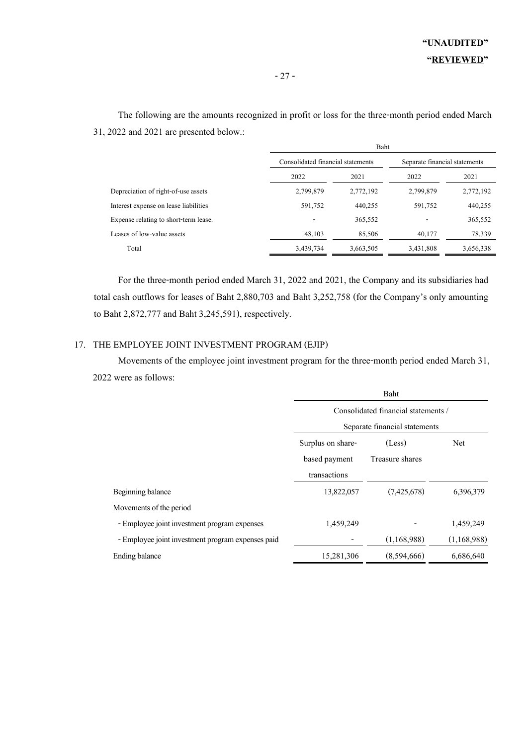The following are the amounts recognized in profit or loss for the three-month period ended March 31, 2022 and 2021 are presented below.:

| | Baht | | | |
|---|---|---|---|---|
| | Consolidated financial statements | | Separate financial statements | |
| | 2022 | 2021 | 2022 | 2021 |
| Depreciation of right-of-use assets | 2,799,879 | 2,772,192 | 2,799,879 | 2,772,192 |
| Interest expense on lease liabilities | 591,752 | 440,255 | 591,752 | 440,255 |
| Expense relating to short-term lease. | - | 365,552 | - | 365,552 |
| Leases of low-value assets | 48,103 | 85,506 | 40,177 | 78,339 |
| Total | 3,439,734 | 3,663,505 | 3,431,808 | 3,656,338 |

For the three-month period ended March 31, 2022 and 2021, the Company and its subsidiaries had total cash outflows for leases of Baht 2,880,703 and Baht 3,252,758 (for the Company's only amounting to Baht 2,872,777 and Baht 3,245,591), respectively.

## 17. THE EMPLOYEE JOINT INVESTMENT PROGRAM (EJIP)

Movements of the employee joint investment program for the three-month period ended March 31, 2022 were as follows:

| | Baht | | |
|---|---|---|---|
| | Consolidated financial statements / Separate financial statements | | |
| | Surplus on share-based payment transactions | (Less) Treasure shares | Net |
| Beginning balance | 13,822,057 | (7,425,678) | 6,396,379 |
| Movements of the period | | | |
| - Employee joint investment program expenses | 1,459,249 | - | 1,459,249 |
| - Employee joint investment program expenses paid | - | (1,168,988) | (1,168,988) |
| Ending balance | 15,281,306 | (8,594,666) | 6,686,640 |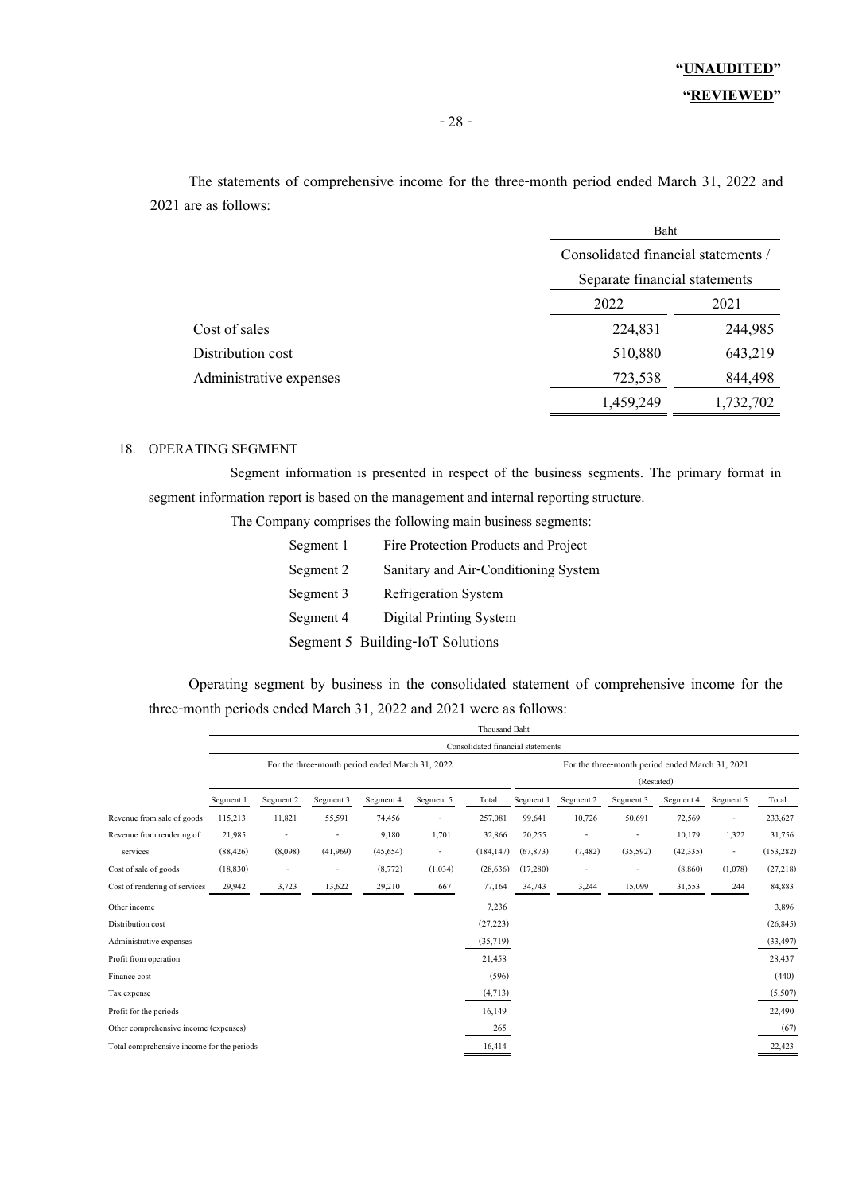**"UNAUDITED"**

**"REVIEWED"**

The statements of comprehensive income for the three-month period ended March 31, 2022 and 2021 are as follows:

| | Baht | |
|---|---|---|
| | Consolidated financial statements / Separate financial statements | |
| | 2022 | 2021 |
| Cost of sales | 224,831 | 244,985 |
| Distribution cost | 510,880 | 643,219 |
| Administrative expenses | 723,538 | 844,498 |
| | 1,459,249 | 1,732,702 |

18. OPERATING SEGMENT

Segment information is presented in respect of the business segments. The primary format in segment information report is based on the management and internal reporting structure.

The Company comprises the following main business segments:

| | |
|---|---|
| Segment 1 | Fire Protection Products and Project |
| Segment 2 | Sanitary and Air-Conditioning System |
| Segment 3 | Refrigeration System |
| Segment 4 | Digital Printing System |
| Segment 5 | Building-IoT Solutions |

Operating segment by business in the consolidated statement of comprehensive income for the three-month periods ended March 31, 2022 and 2021 were as follows:

| | Thousand Baht | | | | | | | | | | | |
|---|---|---|---|---|---|---|---|---|---|---|---|---|
| | Consolidated financial statements | | | | | | | | | | | |
| | For the three-month period ended March 31, 2022 | | | | | | For the three-month period ended March 31, 2021 (Restated) | | | | | |
| | Segment 1 | Segment 2 | Segment 3 | Segment 4 | Segment 5 | Total | Segment 1 | Segment 2 | Segment 3 | Segment 4 | Segment 5 | Total |
| Revenue from sale of goods | 115,213 | 11,821 | 55,591 | 74,456 | - | 257,081 | 99,641 | 10,726 | 50,691 | 72,569 | - | 233,627 |
| Revenue from rendering of services | 21,985 | - | - | 9,180 | 1,701 | 32,866 | 20,255 | - | - | 10,179 | 1,322 | 31,756 |
| | (88,426) | (8,098) | (41,969) | (45,654) | - | (184,147) | (67,873) | (7,482) | (35,592) | (42,335) | - | (153,282) |
| Cost of sale of goods | (18,830) | - | - | (8,772) | (1,034) | (28,636) | (17,280) | - | - | (8,860) | (1,078) | (27,218) |
| Cost of rendering of services | 29,942 | 3,723 | 13,622 | 29,210 | 667 | 77,164 | 34,743 | 3,244 | 15,099 | 31,553 | 244 | 84,883 |
| Other income | | | | | | 7,236 | | | | | | 3,896 |
| Distribution cost | | | | | | (27,223) | | | | | | (26,845) |
| Administrative expenses | | | | | | (35,719) | | | | | | (33,497) |
| Profit from operation | | | | | | 21,458 | | | | | | 28,437 |
| Finance cost | | | | | | (596) | | | | | | (440) |
| Tax expense | | | | | | (4,713) | | | | | | (5,507) |
| Profit for the periods | | | | | | 16,149 | | | | | | 22,490 |
| Other comprehensive income (expenses) | | | | | | 265 | | | | | | (67) |
| Total comprehensive income for the periods | | | | | | 16,414 | | | | | | 22,423 |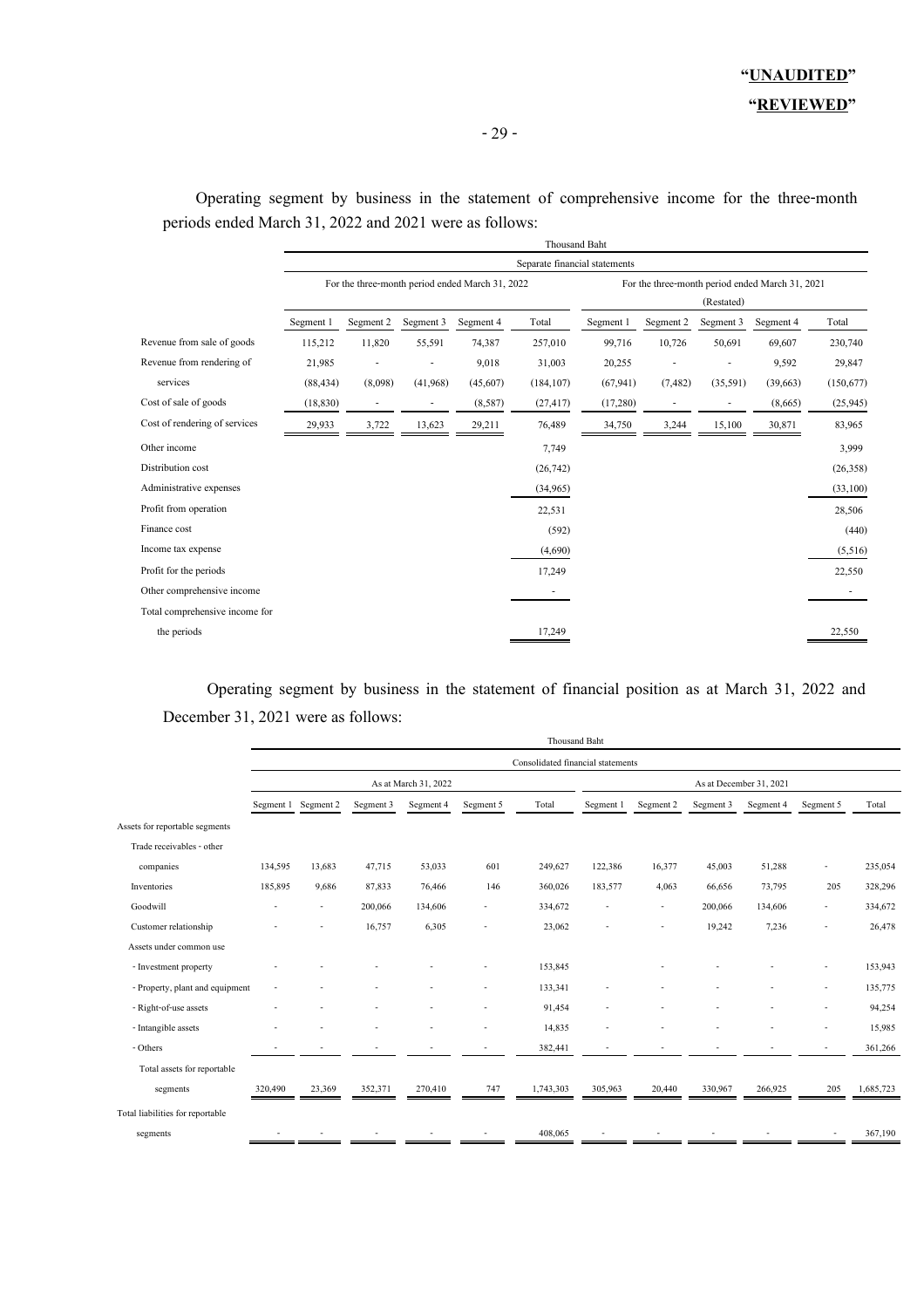Operating segment by business in the statement of comprehensive income for the three-month periods ended March 31, 2022 and 2021 were as follows:

| | Thousand Baht | | | | | | | | | |
|---|---|---|---|---|---|---|---|---|---|---|
| | Separate financial statements | | | | | | | | | |
| | For the three-month period ended March 31, 2022 | | | | | For the three-month period ended March 31, 2021 (Restated) | | | | |
| | Segment 1 | Segment 2 | Segment 3 | Segment 4 | Total | Segment 1 | Segment 2 | Segment 3 | Segment 4 | Total |
| Revenue from sale of goods | 115,212 | 11,820 | 55,591 | 74,387 | 257,010 | 99,716 | 10,726 | 50,691 | 69,607 | 230,740 |
| Revenue from rendering of | 21,985 | - | - | 9,018 | 31,003 | 20,255 | - | - | 9,592 | 29,847 |
| services | (88,434) | (8,098) | (41,968) | (45,607) | (184,107) | (67,941) | (7,482) | (35,591) | (39,663) | (150,677) |
| Cost of sale of goods | (18,830) | - | - | (8,587) | (27,417) | (17,280) | - | - | (8,665) | (25,945) |
| Cost of rendering of services | 29,933 | 3,722 | 13,623 | 29,211 | 76,489 | 34,750 | 3,244 | 15,100 | 30,871 | 83,965 |
| Other income | | | | | 7,749 | | | | | 3,999 |
| Distribution cost | | | | | (26,742) | | | | | (26,358) |
| Administrative expenses | | | | | (34,965) | | | | | (33,100) |
| Profit from operation | | | | | 22,531 | | | | | 28,506 |
| Finance cost | | | | | (592) | | | | | (440) |
| Income tax expense | | | | | (4,690) | | | | | (5,516) |
| Profit for the periods | | | | | 17,249 | | | | | 22,550 |
| Other comprehensive income | | | | | - | | | | | - |
| Total comprehensive income for the periods | | | | | 17,249 | | | | | 22,550 |

Operating segment by business in the statement of financial position as at March 31, 2022 and December 31, 2021 were as follows:

| | Thousand Baht | | | | | | | | | | | |
|---|---|---|---|---|---|---|---|---|---|---|---|---|
| | Consolidated financial statements | | | | | | | | | | | |
| | As at March 31, 2022 | | | | | | As at December 31, 2021 | | | | | |
| | Segment 1 | Segment 2 | Segment 3 | Segment 4 | Segment 5 | Total | Segment 1 | Segment 2 | Segment 3 | Segment 4 | Segment 5 | Total |
| Assets for reportable segments | | | | | | | | | | | | |
| Trade receivables - other companies | 134,595 | 13,683 | 47,715 | 53,033 | 601 | 249,627 | 122,386 | 16,377 | 45,003 | 51,288 | - | 235,054 |
| Inventories | 185,895 | 9,686 | 87,833 | 76,466 | 146 | 360,026 | 183,577 | 4,063 | 66,656 | 73,795 | 205 | 328,296 |
| Goodwill | - | - | 200,066 | 134,606 | - | 334,672 | - | - | 200,066 | 134,606 | - | 334,672 |
| Customer relationship | - | - | 16,757 | 6,305 | - | 23,062 | - | - | 19,242 | 7,236 | - | 26,478 |
| Assets under common use | | | | | | | | | | | | |
| - Investment property | - | - | - | - | - | 153,845 | | - | - | - | - | 153,943 |
| - Property, plant and equipment | - | - | - | - | - | 133,341 | - | - | - | - | - | 135,775 |
| - Right-of-use assets | - | - | - | - | - | 91,454 | - | - | - | - | - | 94,254 |
| - Intangible assets | - | - | - | - | - | 14,835 | - | - | - | - | - | 15,985 |
| - Others | - | - | - | - | - | 382,441 | - | - | - | - | - | 361,266 |
| Total assets for reportable segments | 320,490 | 23,369 | 352,371 | 270,410 | 747 | 1,743,303 | 305,963 | 20,440 | 330,967 | 266,925 | 205 | 1,685,723 |
| Total liabilities for reportable segments | - | - | - | - | - | 408,065 | - | - | - | - | - | 367,190 |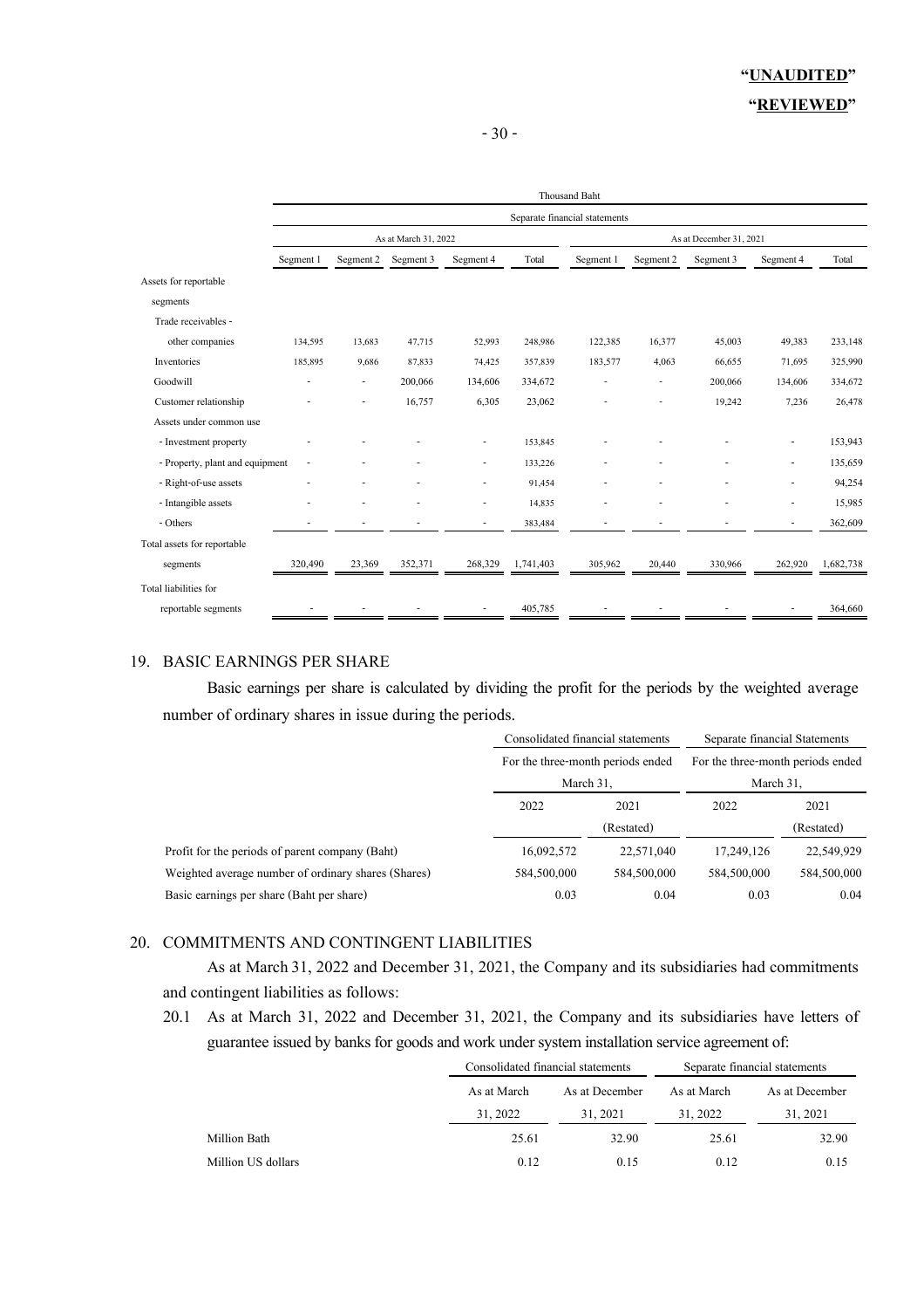**"UNAUDITED"**

**"REVIEWED"**

| | Thousand Baht | | | | | | | | | |
|---|---|---|---|---|---|---|---|---|---|---|
| | Separate financial statements | | | | | | | | | |
| | As at March 31, 2022 | | | | | As at December 31, 2021 | | | | |
| | Segment 1 | Segment 2 | Segment 3 | Segment 4 | Total | Segment 1 | Segment 2 | Segment 3 | Segment 4 | Total |
| Assets for reportable segments | | | | | | | | | | |
| Trade receivables - other companies | 134,595 | 13,683 | 47,715 | 52,993 | 248,986 | 122,385 | 16,377 | 45,003 | 49,383 | 233,148 |
| Inventories | 185,895 | 9,686 | 87,833 | 74,425 | 357,839 | 183,577 | 4,063 | 66,655 | 71,695 | 325,990 |
| Goodwill | - | - | 200,066 | 134,606 | 334,672 | - | - | 200,066 | 134,606 | 334,672 |
| Customer relationship | - | - | 16,757 | 6,305 | 23,062 | - | - | 19,242 | 7,236 | 26,478 |
| Assets under common use | | | | | | | | | | |
| - Investment property | - | - | - | - | 153,845 | - | - | - | - | 153,943 |
| - Property, plant and equipment | - | - | - | - | 133,226 | - | - | - | - | 135,659 |
| - Right-of-use assets | - | - | - | - | 91,454 | - | - | - | - | 94,254 |
| - Intangible assets | - | - | - | - | 14,835 | - | - | - | - | 15,985 |
| - Others | - | - | - | - | 383,484 | - | - | - | - | 362,609 |
| Total assets for reportable segments | 320,490 | 23,369 | 352,371 | 268,329 | 1,741,403 | 305,962 | 20,440 | 330,966 | 262,920 | 1,682,738 |
| Total liabilities for reportable segments | - | - | - | - | 405,785 | - | - | - | - | 364,660 |

## 19. BASIC EARNINGS PER SHARE

Basic earnings per share is calculated by dividing the profit for the periods by the weighted average number of ordinary shares in issue during the periods.

| | Consolidated financial statements | | Separate financial Statements | |
|---|---|---|---|---|
| | For the three-month periods ended March 31, | | For the three-month periods ended March 31, | |
| | 2022 | 2021 (Restated) | 2022 | 2021 (Restated) |
| Profit for the periods of parent company (Baht) | 16,092,572 | 22,571,040 | 17,249,126 | 22,549,929 |
| Weighted average number of ordinary shares (Shares) | 584,500,000 | 584,500,000 | 584,500,000 | 584,500,000 |
| Basic earnings per share (Baht per share) | 0.03 | 0.04 | 0.03 | 0.04 |

## 20. COMMITMENTS AND CONTINGENT LIABILITIES

As at March 31, 2022 and December 31, 2021, the Company and its subsidiaries had commitments and contingent liabilities as follows:

20.1 As at March 31, 2022 and December 31, 2021, the Company and its subsidiaries have letters of guarantee issued by banks for goods and work under system installation service agreement of:

| | Consolidated financial statements | | Separate financial statements | |
|---|---|---|---|---|
| | As at March 31, 2022 | As at December 31, 2021 | As at March 31, 2022 | As at December 31, 2021 |
| Million Bath | 25.61 | 32.90 | 25.61 | 32.90 |
| Million US dollars | 0.12 | 0.15 | 0.12 | 0.15 |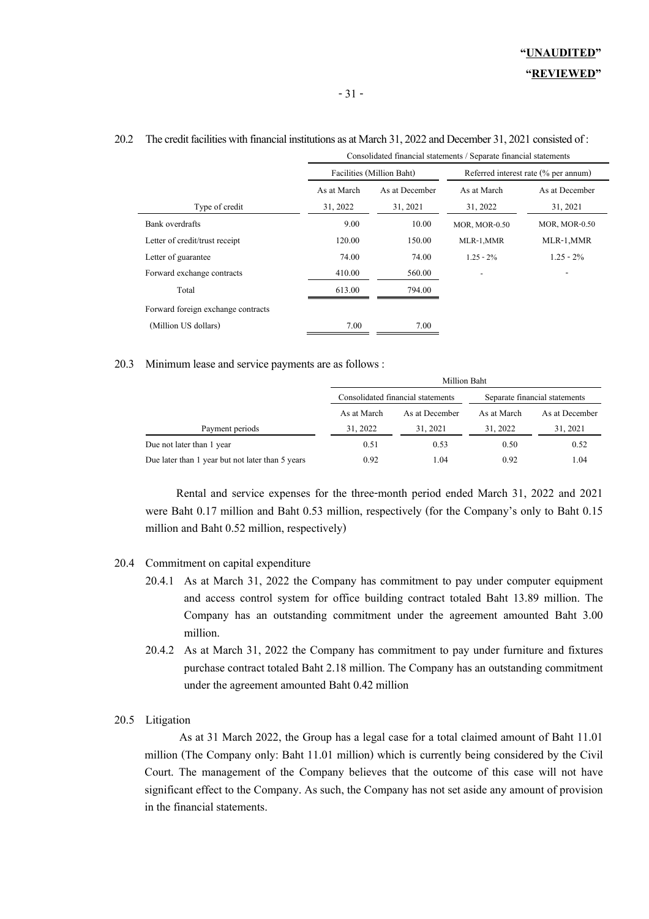20.2 The credit facilities with financial institutions as at March 31, 2022 and December 31, 2021 consisted of :

| | Consolidated financial statements / Separate financial statements | | | |
|---|---|---|---|---|
| | Facilities (Million Baht) | | Referred interest rate (% per annum) | |
| Type of credit | As at March 31, 2022 | As at December 31, 2021 | As at March 31, 2022 | As at December 31, 2021 |
| Bank overdrafts | 9.00 | 10.00 | MOR, MOR-0.50 | MOR, MOR-0.50 |
| Letter of credit/trust receipt | 120.00 | 150.00 | MLR-1,MMR | MLR-1,MMR |
| Letter of guarantee | 74.00 | 74.00 | 1.25 - 2% | 1.25 - 2% |
| Forward exchange contracts | 410.00 | 560.00 | - | - |
| Total | 613.00 | 794.00 | | |
| Forward foreign exchange contracts (Million US dollars) | 7.00 | 7.00 | | |

20.3 Minimum lease and service payments are as follows :

| | Million Baht | | | |
|---|---|---|---|---|
| | Consolidated financial statements | | Separate financial statements | |
| Payment periods | As at March 31, 2022 | As at December 31, 2021 | As at March 31, 2022 | As at December 31, 2021 |
| Due not later than 1 year | 0.51 | 0.53 | 0.50 | 0.52 |
| Due later than 1 year but not later than 5 years | 0.92 | 1.04 | 0.92 | 1.04 |

Rental and service expenses for the three-month period ended March 31, 2022 and 2021 were Baht 0.17 million and Baht 0.53 million, respectively (for the Company's only to Baht 0.15 million and Baht 0.52 million, respectively)

20.4 Commitment on capital expenditure

20.4.1 As at March 31, 2022 the Company has commitment to pay under computer equipment and access control system for office building contract totaled Baht 13.89 million. The Company has an outstanding commitment under the agreement amounted Baht 3.00 million.

20.4.2 As at March 31, 2022 the Company has commitment to pay under furniture and fixtures purchase contract totaled Baht 2.18 million. The Company has an outstanding commitment under the agreement amounted Baht 0.42 million

20.5 Litigation

As at 31 March 2022, the Group has a legal case for a total claimed amount of Baht 11.01 million (The Company only: Baht 11.01 million) which is currently being considered by the Civil Court. The management of the Company believes that the outcome of this case will not have significant effect to the Company. As such, the Company has not set aside any amount of provision in the financial statements.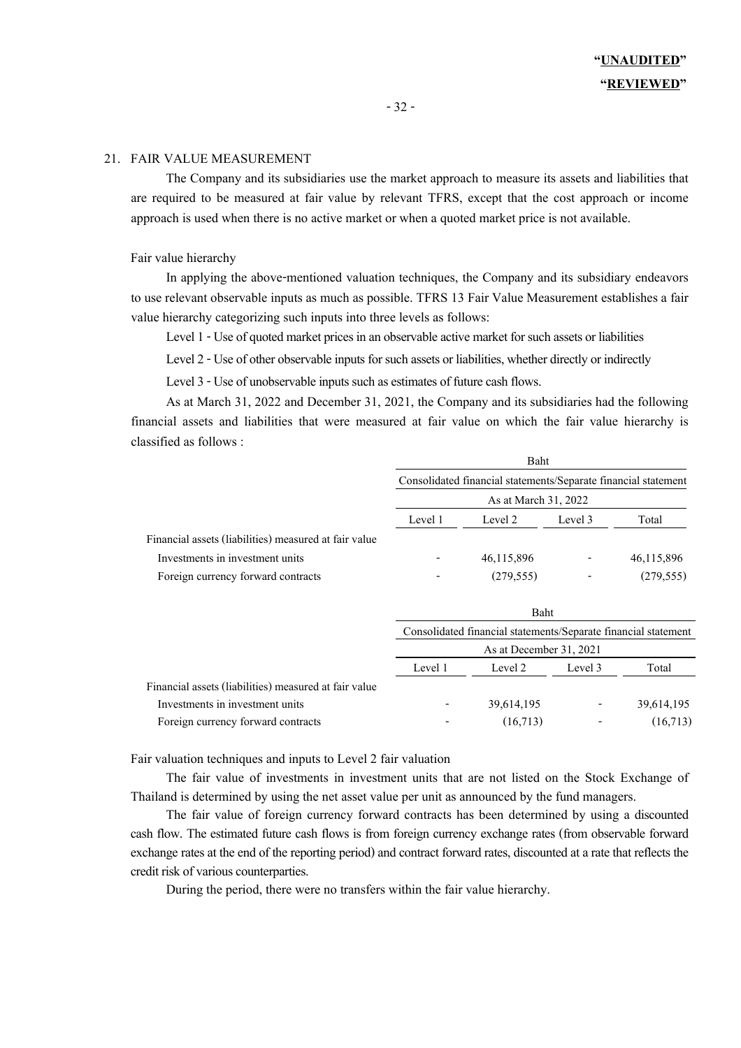## 21. FAIR VALUE MEASUREMENT

The Company and its subsidiaries use the market approach to measure its assets and liabilities that are required to be measured at fair value by relevant TFRS, except that the cost approach or income approach is used when there is no active market or when a quoted market price is not available.

### Fair value hierarchy

In applying the above-mentioned valuation techniques, the Company and its subsidiary endeavors to use relevant observable inputs as much as possible. TFRS 13 Fair Value Measurement establishes a fair value hierarchy categorizing such inputs into three levels as follows:

Level 1 - Use of quoted market prices in an observable active market for such assets or liabilities

Level 2 - Use of other observable inputs for such assets or liabilities, whether directly or indirectly

Level 3 - Use of unobservable inputs such as estimates of future cash flows.

As at March 31, 2022 and December 31, 2021, the Company and its subsidiaries had the following financial assets and liabilities that were measured at fair value on which the fair value hierarchy is classified as follows :

| | Baht | | | |
|---|---|---|---|---|
| | Consolidated financial statements/Separate financial statement | | | |
| | As at March 31, 2022 | | | |
| | Level 1 | Level 2 | Level 3 | Total |
| Financial assets (liabilities) measured at fair value | | | | |
| Investments in investment units | - | 46,115,896 | - | 46,115,896 |
| Foreign currency forward contracts | - | (279,555) | - | (279,555) |

| | Baht | | | |
|---|---|---|---|---|
| | Consolidated financial statements/Separate financial statement | | | |
| | As at December 31, 2021 | | | |
| | Level 1 | Level 2 | Level 3 | Total |
| Financial assets (liabilities) measured at fair value | | | | |
| Investments in investment units | - | 39,614,195 | - | 39,614,195 |
| Foreign currency forward contracts | - | (16,713) | - | (16,713) |

### Fair valuation techniques and inputs to Level 2 fair valuation

The fair value of investments in investment units that are not listed on the Stock Exchange of Thailand is determined by using the net asset value per unit as announced by the fund managers.

The fair value of foreign currency forward contracts has been determined by using a discounted cash flow. The estimated future cash flows is from foreign currency exchange rates (from observable forward exchange rates at the end of the reporting period) and contract forward rates, discounted at a rate that reflects the credit risk of various counterparties.

During the period, there were no transfers within the fair value hierarchy.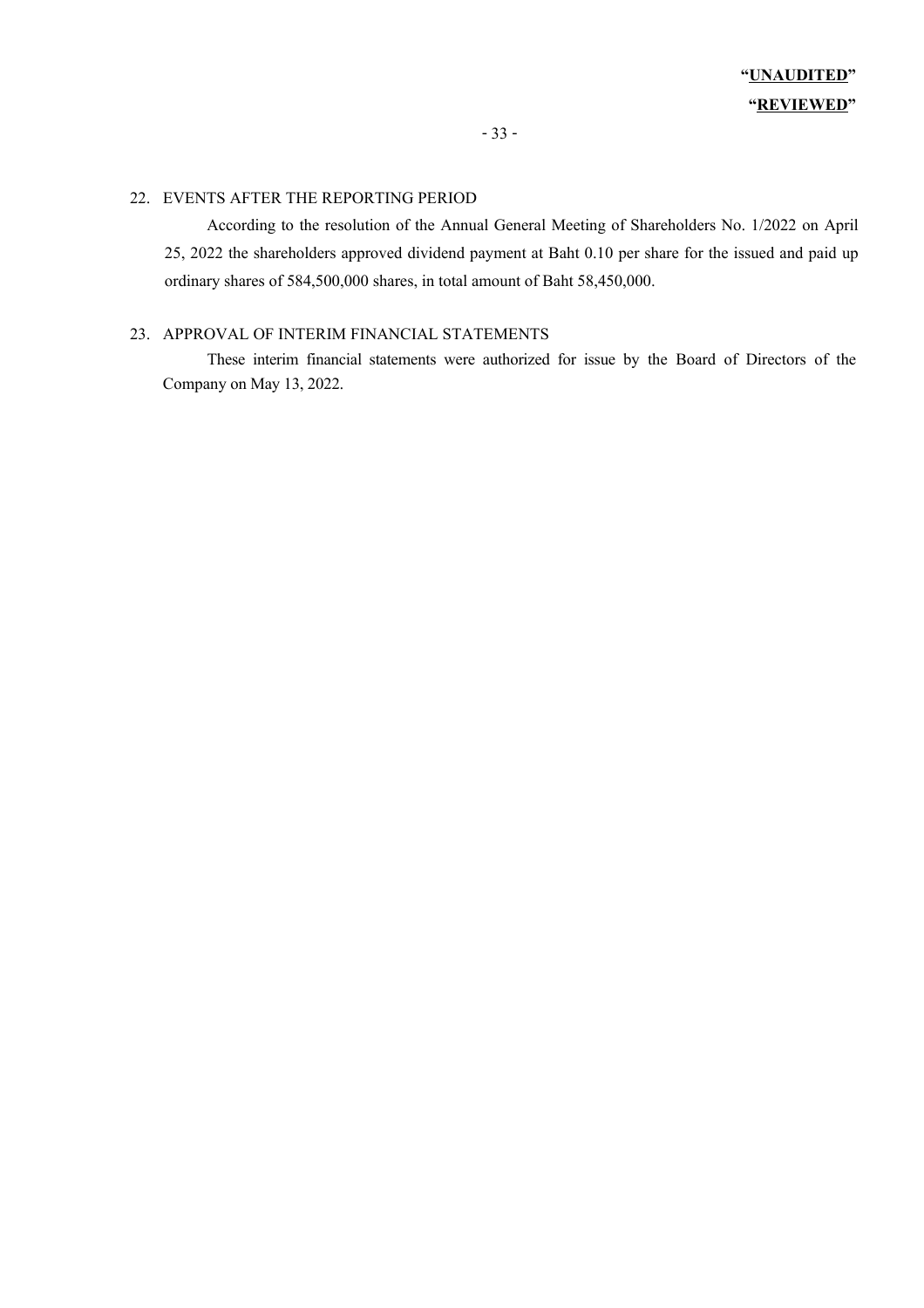## 22. EVENTS AFTER THE REPORTING PERIOD

According to the resolution of the Annual General Meeting of Shareholders No. 1/2022 on April 25, 2022 the shareholders approved dividend payment at Baht 0.10 per share for the issued and paid up ordinary shares of 584,500,000 shares, in total amount of Baht 58,450,000.

## 23. APPROVAL OF INTERIM FINANCIAL STATEMENTS

These interim financial statements were authorized for issue by the Board of Directors of the Company on May 13, 2022.